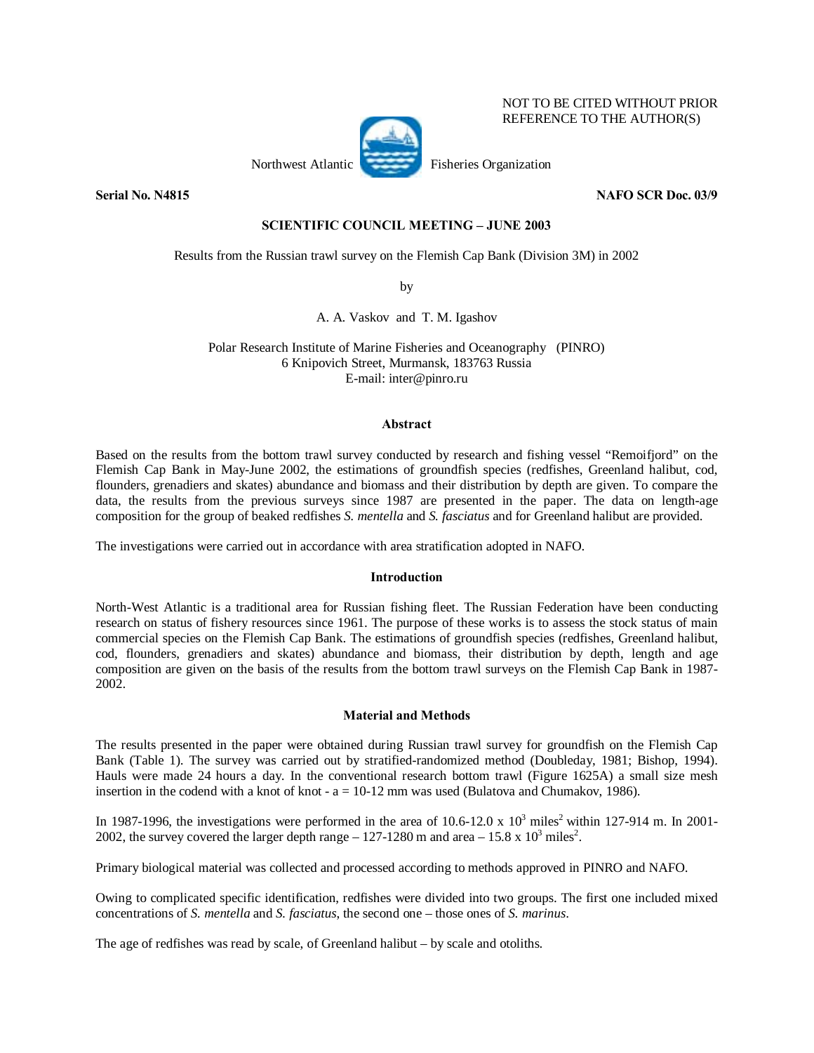NOT TO BE CITED WITHOUT PRIOR REFERENCE TO THE AUTHOR(S)

Northwest Atlantic Fisheries Organization

**Serial No. N4815** **NAFO SCR Doc. 03/9**

**SCIENTIFIC COUNCIL MEETING – JUNE 2003**

Results from the Russian trawl survey on the Flemish Cap Bank (Division 3M) in 2002

by

A. A. Vaskov and T. M. Igashov

Polar Research Institute of Marine Fisheries and Oceanography (PINRO)
6 Knipovich Street, Murmansk, 183763 Russia
E-mail: inter@pinro.ru

## Abstract

Based on the results from the bottom trawl survey conducted by research and fishing vessel "Remoifjord" on the Flemish Cap Bank in May-June 2002, the estimations of groundfish species (redfishes, Greenland halibut, cod, flounders, grenadiers and skates) abundance and biomass and their distribution by depth are given. To compare the data, the results from the previous surveys since 1987 are presented in the paper. The data on length-age composition for the group of beaked redfishes *S. mentella* and *S. fasciatus* and for Greenland halibut are provided.

The investigations were carried out in accordance with area stratification adopted in NAFO.

## Introduction

North-West Atlantic is a traditional area for Russian fishing fleet. The Russian Federation have been conducting research on status of fishery resources since 1961. The purpose of these works is to assess the stock status of main commercial species on the Flemish Cap Bank. The estimations of groundfish species (redfishes, Greenland halibut, cod, flounders, grenadiers and skates) abundance and biomass, their distribution by depth, length and age composition are given on the basis of the results from the bottom trawl surveys on the Flemish Cap Bank in 1987-2002.

## Material and Methods

The results presented in the paper were obtained during Russian trawl survey for groundfish on the Flemish Cap Bank (Table 1). The survey was carried out by stratified-randomized method (Doubleday, 1981; Bishop, 1994). Hauls were made 24 hours a day. In the conventional research bottom trawl (Figure 1625A) a small size mesh insertion in the codend with a knot of knot - a = 10-12 mm was used (Bulatova and Chumakov, 1986).

In 1987-1996, the investigations were performed in the area of 10.6-12.0 x $10^3$ miles$^2$ within 127-914 m. In 2001-2002, the survey covered the larger depth range – 127-1280 m and area – 15.8 x $10^3$ miles$^2$.

Primary biological material was collected and processed according to methods approved in PINRO and NAFO.

Owing to complicated specific identification, redfishes were divided into two groups. The first one included mixed concentrations of *S. mentella* and *S. fasciatus*, the second one – those ones of *S. marinus*.

The age of redfishes was read by scale, of Greenland halibut – by scale and otoliths.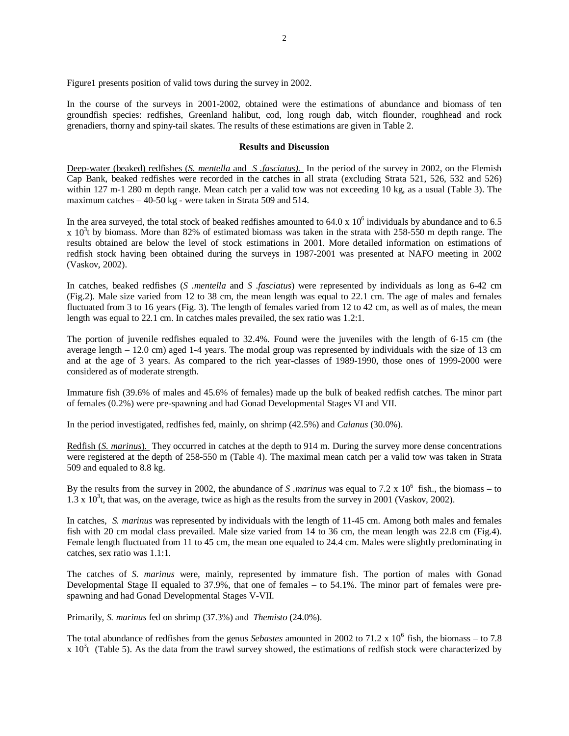Figure1 presents position of valid tows during the survey in 2002.

In the course of the surveys in 2001-2002, obtained were the estimations of abundance and biomass of ten groundfish species: redfishes, Greenland halibut, cod, long rough dab, witch flounder, roughhead and rock grenadiers, thorny and spiny-tail skates. The results of these estimations are given in Table 2.

## Results and Discussion

Deep-water (beaked) redfishes (*S. mentella* and *S .fasciatus).* In the period of the survey in 2002, on the Flemish Cap Bank, beaked redfishes were recorded in the catches in all strata (excluding Strata 521, 526, 532 and 526) within 127 m-1 280 m depth range. Mean catch per a valid tow was not exceeding 10 kg, as a usual (Table 3). The maximum catches – 40-50 kg - were taken in Strata 509 and 514.

In the area surveyed, the total stock of beaked redfishes amounted to 64.0 x $10^6$ individuals by abundance and to 6.5 x $10^3$t by biomass. More than 82% of estimated biomass was taken in the strata with 258-550 m depth range. The results obtained are below the level of stock estimations in 2001. More detailed information on estimations of redfish stock having been obtained during the surveys in 1987-2001 was presented at NAFO meeting in 2002 (Vaskov, 2002).

In catches, beaked redfishes (*S .mentella* and *S .fasciatus*) were represented by individuals as long as 6-42 cm (Fig.2). Male size varied from 12 to 38 cm, the mean length was equal to 22.1 cm. The age of males and females fluctuated from 3 to 16 years (Fig. 3). The length of females varied from 12 to 42 cm, as well as of males, the mean length was equal to 22.1 cm. In catches males prevailed, the sex ratio was 1.2:1.

The portion of juvenile redfishes equaled to 32.4%. Found were the juveniles with the length of 6-15 cm (the average length – 12.0 cm) aged 1-4 years. The modal group was represented by individuals with the size of 13 cm and at the age of 3 years. As compared to the rich year-classes of 1989-1990, those ones of 1999-2000 were considered as of moderate strength.

Immature fish (39.6% of males and 45.6% of females) made up the bulk of beaked redfish catches. The minor part of females (0.2%) were pre-spawning and had Gonad Developmental Stages VI and VII.

In the period investigated, redfishes fed, mainly, on shrimp (42.5%) and *Calanus* (30.0%).

Redfish (*S. marinus*). They occurred in catches at the depth to 914 m. During the survey more dense concentrations were registered at the depth of 258-550 m (Table 4). The maximal mean catch per a valid tow was taken in Strata 509 and equaled to 8.8 kg.

By the results from the survey in 2002, the abundance of *S .marinus* was equal to 7.2 x $10^6$ fish., the biomass – to 1.3 x $10^3$t, that was, on the average, twice as high as the results from the survey in 2001 (Vaskov, 2002).

In catches, *S. marinus* was represented by individuals with the length of 11-45 cm. Among both males and females fish with 20 cm modal class prevailed. Male size varied from 14 to 36 cm, the mean length was 22.8 cm (Fig.4). Female length fluctuated from 11 to 45 cm, the mean one equaled to 24.4 cm. Males were slightly predominating in catches, sex ratio was 1.1:1.

The catches of *S. marinus* were, mainly, represented by immature fish. The portion of males with Gonad Developmental Stage II equaled to 37.9%, that one of females – to 54.1%. The minor part of females were pre-spawning and had Gonad Developmental Stages V-VII.

Primarily, *S. marinus* fed on shrimp (37.3%) and *Themisto* (24.0%).

The total abundance of redfishes from the genus *Sebastes* amounted in 2002 to 71.2 x $10^6$ fish, the biomass – to 7.8 x $10^3$t (Table 5). As the data from the trawl survey showed, the estimations of redfish stock were characterized by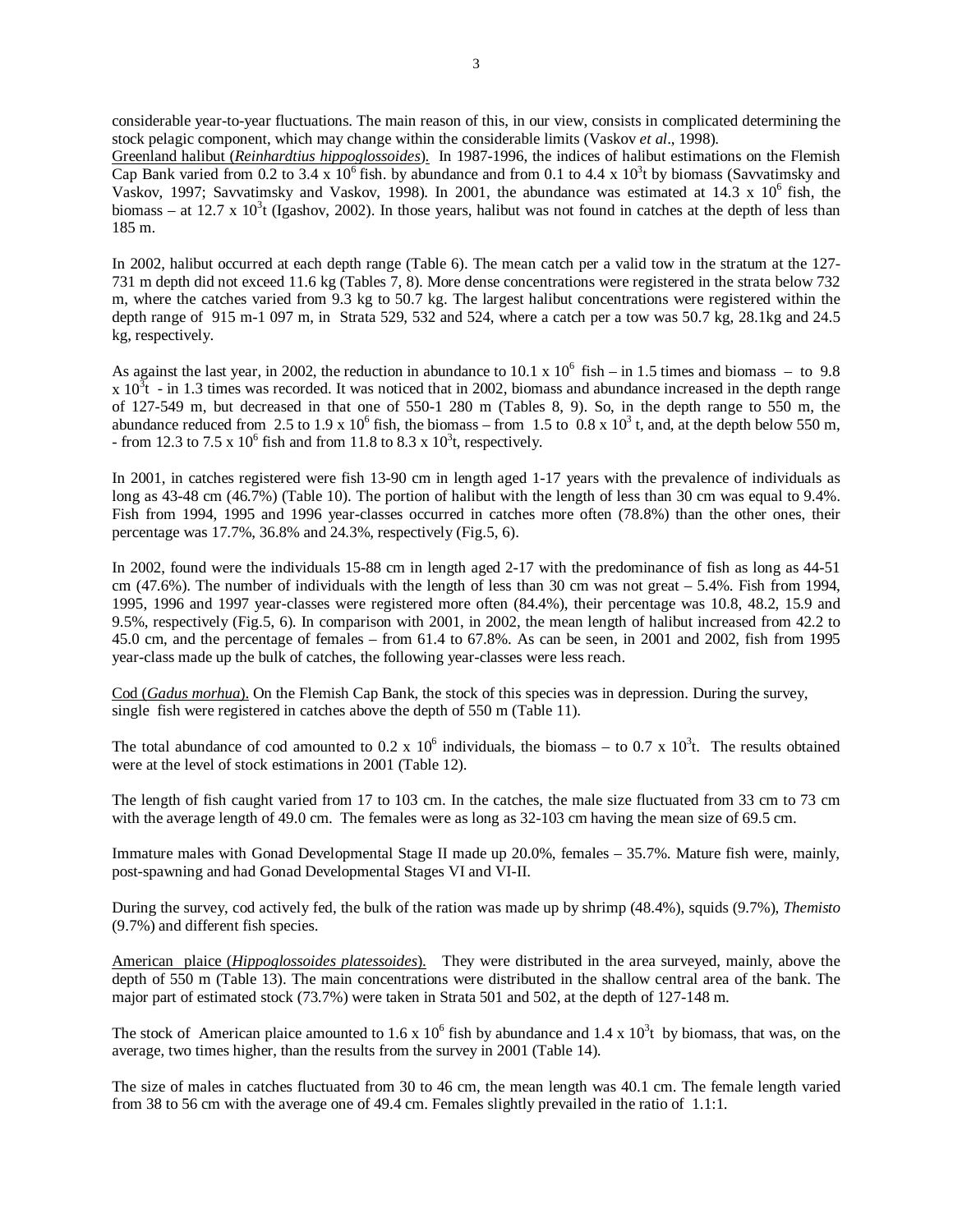considerable year-to-year fluctuations. The main reason of this, in our view, consists in complicated determining the stock pelagic component, which may change within the considerable limits (Vaskov *et al*., 1998).

Greenland halibut (*Reinhardtius hippoglossoides*). In 1987-1996, the indices of halibut estimations on the Flemish Cap Bank varied from 0.2 to 3.4 x $10^6$ fish. by abundance and from 0.1 to 4.4 x $10^3$t by biomass (Savvatimsky and Vaskov, 1997; Savvatimsky and Vaskov, 1998). In 2001, the abundance was estimated at 14.3 x $10^6$ fish, the biomass – at 12.7 x $10^3$t (Igashov, 2002). In those years, halibut was not found in catches at the depth of less than 185 m.

In 2002, halibut occurred at each depth range (Table 6). The mean catch per a valid tow in the stratum at the 127-731 m depth did not exceed 11.6 kg (Tables 7, 8). More dense concentrations were registered in the strata below 732 m, where the catches varied from 9.3 kg to 50.7 kg. The largest halibut concentrations were registered within the depth range of 915 m-1 097 m, in Strata 529, 532 and 524, where a catch per a tow was 50.7 kg, 28.1kg and 24.5 kg, respectively.

As against the last year, in 2002, the reduction in abundance to 10.1 x $10^6$ fish – in 1.5 times and biomass – to 9.8 x $10^3$t - in 1.3 times was recorded. It was noticed that in 2002, biomass and abundance increased in the depth range of 127-549 m, but decreased in that one of 550-1 280 m (Tables 8, 9). So, in the depth range to 550 m, the abundance reduced from 2.5 to 1.9 x $10^6$ fish, the biomass – from 1.5 to 0.8 x $10^3$ t, and, at the depth below 550 m, - from 12.3 to 7.5 x $10^6$ fish and from 11.8 to 8.3 x $10^3$t, respectively.

In 2001, in catches registered were fish 13-90 cm in length aged 1-17 years with the prevalence of individuals as long as 43-48 cm (46.7%) (Table 10). The portion of halibut with the length of less than 30 cm was equal to 9.4%. Fish from 1994, 1995 and 1996 year-classes occurred in catches more often (78.8%) than the other ones, their percentage was 17.7%, 36.8% and 24.3%, respectively (Fig.5, 6).

In 2002, found were the individuals 15-88 cm in length aged 2-17 with the predominance of fish as long as 44-51 cm (47.6%). The number of individuals with the length of less than 30 cm was not great – 5.4%. Fish from 1994, 1995, 1996 and 1997 year-classes were registered more often (84.4%), their percentage was 10.8, 48.2, 15.9 and 9.5%, respectively (Fig.5, 6). In comparison with 2001, in 2002, the mean length of halibut increased from 42.2 to 45.0 cm, and the percentage of females – from 61.4 to 67.8%. As can be seen, in 2001 and 2002, fish from 1995 year-class made up the bulk of catches, the following year-classes were less reach.

Cod (*Gadus morhua*). On the Flemish Cap Bank, the stock of this species was in depression. During the survey, single fish were registered in catches above the depth of 550 m (Table 11).

The total abundance of cod amounted to 0.2 x $10^6$ individuals, the biomass – to 0.7 x $10^3$t. The results obtained were at the level of stock estimations in 2001 (Table 12).

The length of fish caught varied from 17 to 103 cm. In the catches, the male size fluctuated from 33 cm to 73 cm with the average length of 49.0 cm. The females were as long as 32-103 cm having the mean size of 69.5 cm.

Immature males with Gonad Developmental Stage II made up 20.0%, females – 35.7%. Mature fish were, mainly, post-spawning and had Gonad Developmental Stages VI and VI-II.

During the survey, cod actively fed, the bulk of the ration was made up by shrimp (48.4%), squids (9.7%), *Themisto* (9.7%) and different fish species.

American plaice (*Hippoglossoides platessoides*). They were distributed in the area surveyed, mainly, above the depth of 550 m (Table 13). The main concentrations were distributed in the shallow central area of the bank. The major part of estimated stock (73.7%) were taken in Strata 501 and 502, at the depth of 127-148 m.

The stock of American plaice amounted to 1.6 x $10^6$ fish by abundance and 1.4 x $10^3$t by biomass, that was, on the average, two times higher, than the results from the survey in 2001 (Table 14).

The size of males in catches fluctuated from 30 to 46 cm, the mean length was 40.1 cm. The female length varied from 38 to 56 cm with the average one of 49.4 cm. Females slightly prevailed in the ratio of 1.1:1.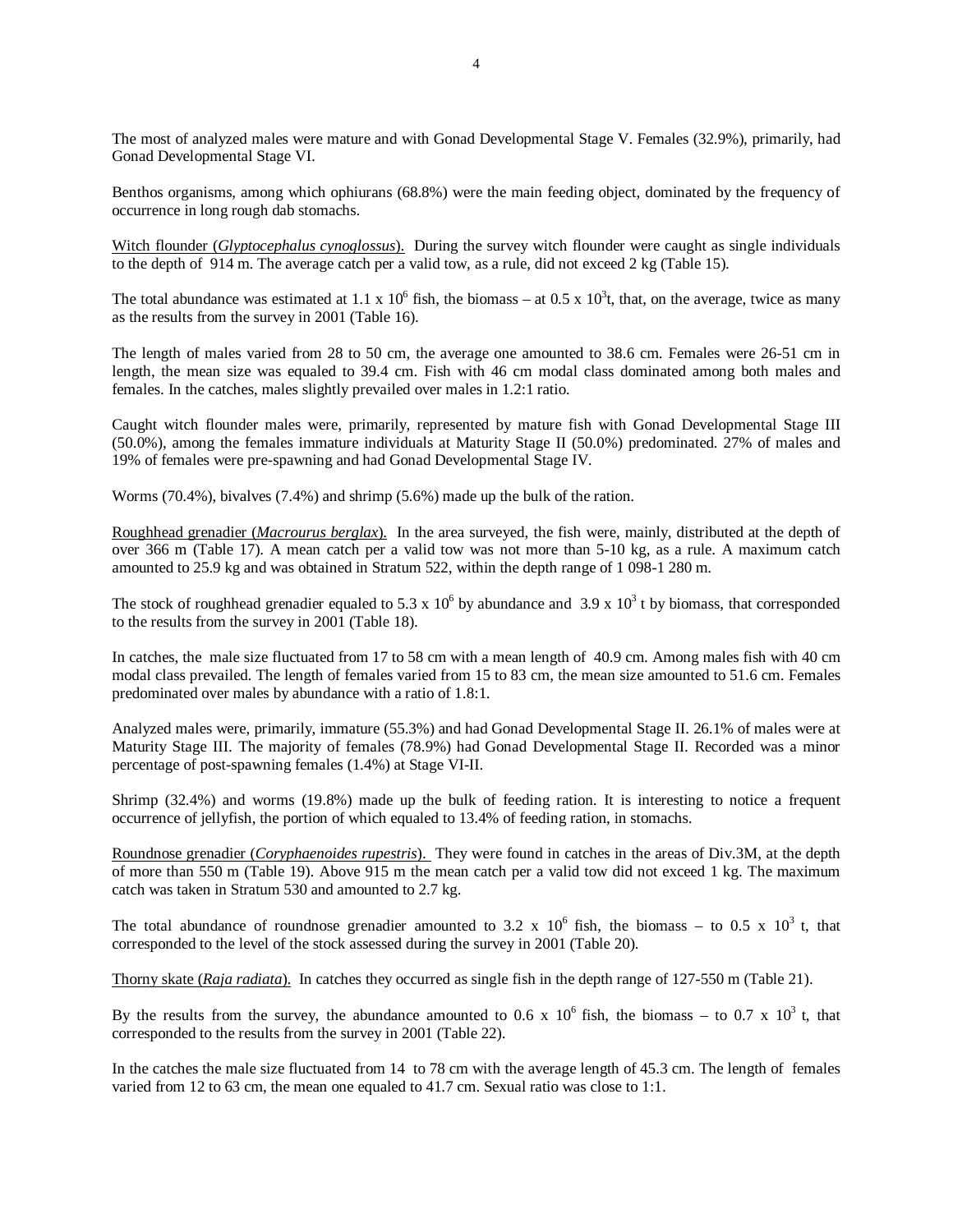The most of analyzed males were mature and with Gonad Developmental Stage V. Females (32.9%), primarily, had Gonad Developmental Stage VI.

Benthos organisms, among which ophiurans (68.8%) were the main feeding object, dominated by the frequency of occurrence in long rough dab stomachs.

Witch flounder (*Glyptocephalus cynoglossus*). During the survey witch flounder were caught as single individuals to the depth of 914 m. The average catch per a valid tow, as a rule, did not exceed 2 kg (Table 15).

The total abundance was estimated at $1.1 \times 10^6$ fish, the biomass – at $0.5 \times 10^3$t, that, on the average, twice as many as the results from the survey in 2001 (Table 16).

The length of males varied from 28 to 50 cm, the average one amounted to 38.6 cm. Females were 26-51 cm in length, the mean size was equaled to 39.4 cm. Fish with 46 cm modal class dominated among both males and females. In the catches, males slightly prevailed over males in 1.2:1 ratio.

Caught witch flounder males were, primarily, represented by mature fish with Gonad Developmental Stage III (50.0%), among the females immature individuals at Maturity Stage II (50.0%) predominated. 27% of males and 19% of females were pre-spawning and had Gonad Developmental Stage IV.

Worms (70.4%), bivalves (7.4%) and shrimp (5.6%) made up the bulk of the ration.

Roughhead grenadier (*Macrourus berglax*). In the area surveyed, the fish were, mainly, distributed at the depth of over 366 m (Table 17). A mean catch per a valid tow was not more than 5-10 kg, as a rule. A maximum catch amounted to 25.9 kg and was obtained in Stratum 522, within the depth range of 1 098-1 280 m.

The stock of roughhead grenadier equaled to $5.3 \times 10^6$ by abundance and $3.9 \times 10^3$ t by biomass, that corresponded to the results from the survey in 2001 (Table 18).

In catches, the male size fluctuated from 17 to 58 cm with a mean length of 40.9 cm. Among males fish with 40 cm modal class prevailed. The length of females varied from 15 to 83 cm, the mean size amounted to 51.6 cm. Females predominated over males by abundance with a ratio of 1.8:1.

Analyzed males were, primarily, immature (55.3%) and had Gonad Developmental Stage II. 26.1% of males were at Maturity Stage III. The majority of females (78.9%) had Gonad Developmental Stage II. Recorded was a minor percentage of post-spawning females (1.4%) at Stage VI-II.

Shrimp (32.4%) and worms (19.8%) made up the bulk of feeding ration. It is interesting to notice a frequent occurrence of jellyfish, the portion of which equaled to 13.4% of feeding ration, in stomachs.

Roundnose grenadier (*Coryphaenoides rupestris*). They were found in catches in the areas of Div.3M, at the depth of more than 550 m (Table 19). Above 915 m the mean catch per a valid tow did not exceed 1 kg. The maximum catch was taken in Stratum 530 and amounted to 2.7 kg.

The total abundance of roundnose grenadier amounted to $3.2 \times 10^6$ fish, the biomass – to $0.5 \times 10^3$ t, that corresponded to the level of the stock assessed during the survey in 2001 (Table 20).

Thorny skate (*Raja radiata*). In catches they occurred as single fish in the depth range of 127-550 m (Table 21).

By the results from the survey, the abundance amounted to $0.6 \times 10^6$ fish, the biomass – to $0.7 \times 10^3$ t, that corresponded to the results from the survey in 2001 (Table 22).

In the catches the male size fluctuated from 14 to 78 cm with the average length of 45.3 cm. The length of females varied from 12 to 63 cm, the mean one equaled to 41.7 cm. Sexual ratio was close to 1:1.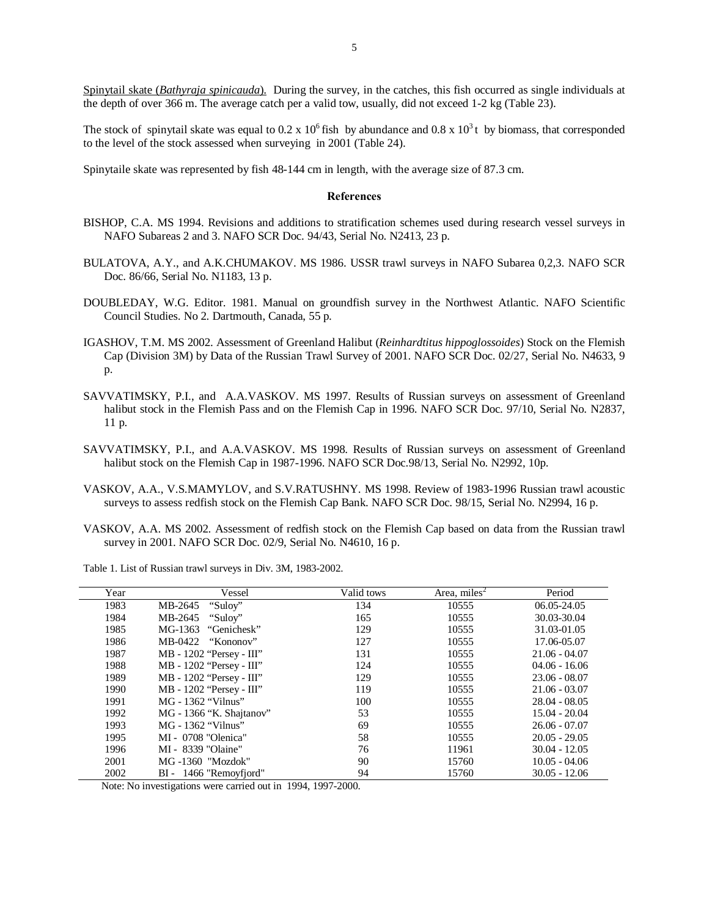Spinytail skate (*Bathyraja spinicauda*). During the survey, in the catches, this fish occurred as single individuals at the depth of over 366 m. The average catch per a valid tow, usually, did not exceed 1-2 kg (Table 23).

The stock of spinytail skate was equal to $0.2 \times 10^6$ fish by abundance and $0.8 \times 10^3$ t by biomass, that corresponded to the level of the stock assessed when surveying in 2001 (Table 24).

Spinytaile skate was represented by fish 48-144 cm in length, with the average size of 87.3 cm.

## References

BISHOP, C.A. MS 1994. Revisions and additions to stratification schemes used during research vessel surveys in NAFO Subareas 2 and 3. NAFO SCR Doc. 94/43, Serial No. N2413, 23 p.

BULATOVA, A.Y., and A.K.CHUMAKOV. MS 1986. USSR trawl surveys in NAFO Subarea 0,2,3. NAFO SCR Doc. 86/66, Serial No. N1183, 13 p.

DOUBLEDAY, W.G. Editor. 1981. Manual on groundfish survey in the Northwest Atlantic. NAFO Scientific Council Studies. No 2. Dartmouth, Canada, 55 p.

IGASHOV, T.M. MS 2002. Assessment of Greenland Halibut (*Reinhardtitus hippoglossoides*) Stock on the Flemish Cap (Division 3M) by Data of the Russian Trawl Survey of 2001. NAFO SCR Doc. 02/27, Serial No. N4633, 9 p.

SAVVATIMSKY, P.I., and A.A.VASKOV. MS 1997. Results of Russian surveys on assessment of Greenland halibut stock in the Flemish Pass and on the Flemish Cap in 1996. NAFO SCR Doc. 97/10, Serial No. N2837, 11 p.

SAVVATIMSKY, P.I., and A.A.VASKOV. MS 1998. Results of Russian surveys on assessment of Greenland halibut stock on the Flemish Cap in 1987-1996. NAFO SCR Doc.98/13, Serial No. N2992, 10p.

VASKOV, A.A., V.S.MAMYLOV, and S.V.RATUSHNY. MS 1998. Review of 1983-1996 Russian trawl acoustic surveys to assess redfish stock on the Flemish Cap Bank. NAFO SCR Doc. 98/15, Serial No. N2994, 16 p.

VASKOV, A.A. MS 2002. Assessment of redfish stock on the Flemish Cap based on data from the Russian trawl survey in 2001. NAFO SCR Doc. 02/9, Serial No. N4610, 16 p.

Table 1. List of Russian trawl surveys in Div. 3M, 1983-2002.

| Year | Vessel | Valid tows | Area, miles$^2$ | Period |
|---|---|---|---|---|
| 1983 | MB-2645 "Suloy" | 134 | 10555 | 06.05-24.05 |
| 1984 | MB-2645 "Suloy" | 165 | 10555 | 30.03-30.04 |
| 1985 | MG-1363 "Genichesk" | 129 | 10555 | 31.03-01.05 |
| 1986 | MB-0422 "Kononov" | 127 | 10555 | 17.06-05.07 |
| 1987 | MB - 1202 "Persey - III" | 131 | 10555 | 21.06 - 04.07 |
| 1988 | MB - 1202 "Persey - III" | 124 | 10555 | 04.06 - 16.06 |
| 1989 | MB - 1202 "Persey - III" | 129 | 10555 | 23.06 - 08.07 |
| 1990 | MB - 1202 "Persey - III" | 119 | 10555 | 21.06 - 03.07 |
| 1991 | MG - 1362 "Vilnus" | 100 | 10555 | 28.04 - 08.05 |
| 1992 | MG - 1366 "K. Shajtanov" | 53 | 10555 | 15.04 - 20.04 |
| 1993 | MG - 1362 "Vilnus" | 69 | 10555 | 26.06 - 07.07 |
| 1995 | MI - 0708 "Olenica" | 58 | 10555 | 20.05 - 29.05 |
| 1996 | MI - 8339 "Olaine" | 76 | 11961 | 30.04 - 12.05 |
| 2001 | MG -1360 "Mozdok" | 90 | 15760 | 10.05 - 04.06 |
| 2002 | BI - 1466 "Remoyfjord" | 94 | 15760 | 30.05 - 12.06 |

Note: No investigations were carried out in 1994, 1997-2000.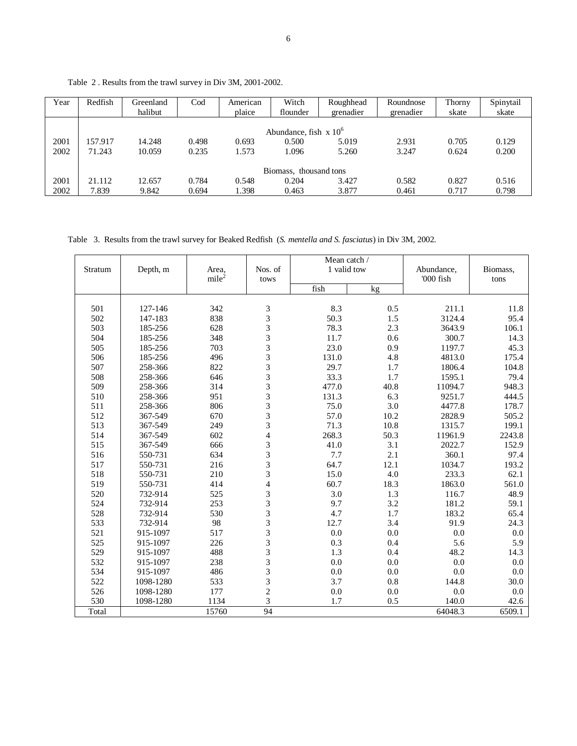Table 2 . Results from the trawl survey in Div 3M, 2001-2002.

| Year | Redfish | Greenland halibut | Cod | American plaice | Witch flounder | Roughhead grenadier | Roundnose grenadier | Thorny skate | Spinytail skate |
|---|---|---|---|---|---|---|---|---|---|
| | | | | | Abundance, fish x $10^6$ | | | | |
| 2001 | 157.917 | 14.248 | 0.498 | 0.693 | 0.500 | 5.019 | 2.931 | 0.705 | 0.129 |
| 2002 | 71.243 | 10.059 | 0.235 | 1.573 | 1.096 | 5.260 | 3.247 | 0.624 | 0.200 |
| | | | | | Biomass, thousand tons | | | | |
| 2001 | 21.112 | 12.657 | 0.784 | 0.548 | 0.204 | 3.427 | 0.582 | 0.827 | 0.516 |
| 2002 | 7.839 | 9.842 | 0.694 | 1.398 | 0.463 | 3.877 | 0.461 | 0.717 | 0.798 |

Table 3. Results from the trawl survey for Beaked Redfish (*S. mentella and S. fasciatus*) in Div 3M, 2002.

| Stratum | Depth, m | Area, $mile^2$ | Nos. of tows | Mean catch / 1 valid tow | | Abundance, '000 fish | Biomass, tons |
|---|---|---|---|---|---|---|---|
| | | | | fish | kg | | |
| 501 | 127-146 | 342 | 3 | 8.3 | 0.5 | 211.1 | 11.8 |
| 502 | 147-183 | 838 | 3 | 50.3 | 1.5 | 3124.4 | 95.4 |
| 503 | 185-256 | 628 | 3 | 78.3 | 2.3 | 3643.9 | 106.1 |
| 504 | 185-256 | 348 | 3 | 11.7 | 0.6 | 300.7 | 14.3 |
| 505 | 185-256 | 703 | 3 | 23.0 | 0.9 | 1197.7 | 45.3 |
| 506 | 185-256 | 496 | 3 | 131.0 | 4.8 | 4813.0 | 175.4 |
| 507 | 258-366 | 822 | 3 | 29.7 | 1.7 | 1806.4 | 104.8 |
| 508 | 258-366 | 646 | 3 | 33.3 | 1.7 | 1595.1 | 79.4 |
| 509 | 258-366 | 314 | 3 | 477.0 | 40.8 | 11094.7 | 948.3 |
| 510 | 258-366 | 951 | 3 | 131.3 | 6.3 | 9251.7 | 444.5 |
| 511 | 258-366 | 806 | 3 | 75.0 | 3.0 | 4477.8 | 178.7 |
| 512 | 367-549 | 670 | 3 | 57.0 | 10.2 | 2828.9 | 505.2 |
| 513 | 367-549 | 249 | 3 | 71.3 | 10.8 | 1315.7 | 199.1 |
| 514 | 367-549 | 602 | 4 | 268.3 | 50.3 | 11961.9 | 2243.8 |
| 515 | 367-549 | 666 | 3 | 41.0 | 3.1 | 2022.7 | 152.9 |
| 516 | 550-731 | 634 | 3 | 7.7 | 2.1 | 360.1 | 97.4 |
| 517 | 550-731 | 216 | 3 | 64.7 | 12.1 | 1034.7 | 193.2 |
| 518 | 550-731 | 210 | 3 | 15.0 | 4.0 | 233.3 | 62.1 |
| 519 | 550-731 | 414 | 4 | 60.7 | 18.3 | 1863.0 | 561.0 |
| 520 | 732-914 | 525 | 3 | 3.0 | 1.3 | 116.7 | 48.9 |
| 524 | 732-914 | 253 | 3 | 9.7 | 3.2 | 181.2 | 59.1 |
| 528 | 732-914 | 530 | 3 | 4.7 | 1.7 | 183.2 | 65.4 |
| 533 | 732-914 | 98 | 3 | 12.7 | 3.4 | 91.9 | 24.3 |
| 521 | 915-1097 | 517 | 3 | 0.0 | 0.0 | 0.0 | 0.0 |
| 525 | 915-1097 | 226 | 3 | 0.3 | 0.4 | 5.6 | 5.9 |
| 529 | 915-1097 | 488 | 3 | 1.3 | 0.4 | 48.2 | 14.3 |
| 532 | 915-1097 | 238 | 3 | 0.0 | 0.0 | 0.0 | 0.0 |
| 534 | 915-1097 | 486 | 3 | 0.0 | 0.0 | 0.0 | 0.0 |
| 522 | 1098-1280 | 533 | 3 | 3.7 | 0.8 | 144.8 | 30.0 |
| 526 | 1098-1280 | 177 | 2 | 0.0 | 0.0 | 0.0 | 0.0 |
| 530 | 1098-1280 | 1134 | 3 | 1.7 | 0.5 | 140.0 | 42.6 |
| Total | | 15760 | 94 | | | 64048.3 | 6509.1 |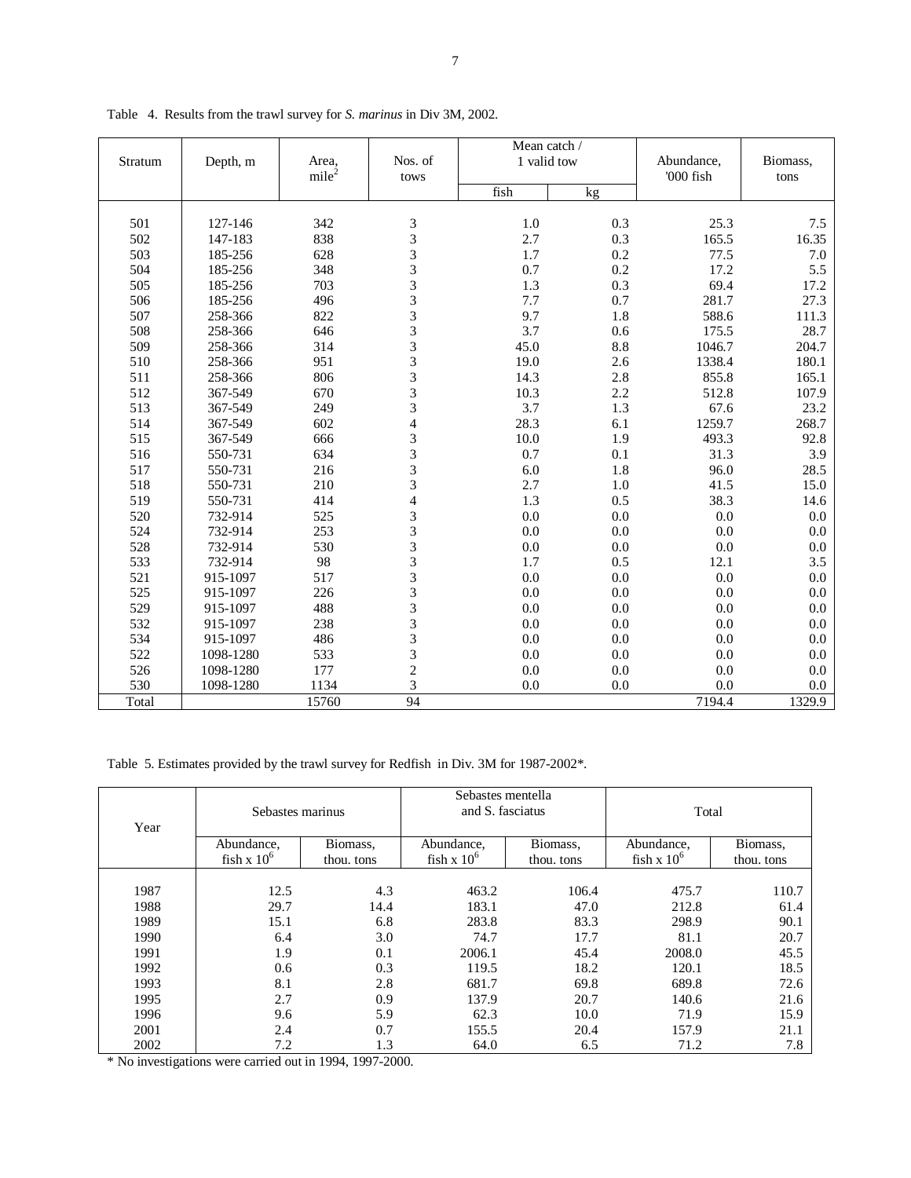Table 4. Results from the trawl survey for *S. marinus* in Div 3M, 2002.

| Stratum | Depth, m | Area, $mile^2$ | Nos. of tows | Mean catch / 1 valid tow | | Abundance, '000 fish | Biomass, tons |
|---|---|---|---|---|---|---|---|
| | | | | fish | kg | | |
| 501 | 127-146 | 342 | 3 | 1.0 | 0.3 | 25.3 | 7.5 |
| 502 | 147-183 | 838 | 3 | 2.7 | 0.3 | 165.5 | 16.35 |
| 503 | 185-256 | 628 | 3 | 1.7 | 0.2 | 77.5 | 7.0 |
| 504 | 185-256 | 348 | 3 | 0.7 | 0.2 | 17.2 | 5.5 |
| 505 | 185-256 | 703 | 3 | 1.3 | 0.3 | 69.4 | 17.2 |
| 506 | 185-256 | 496 | 3 | 7.7 | 0.7 | 281.7 | 27.3 |
| 507 | 258-366 | 822 | 3 | 9.7 | 1.8 | 588.6 | 111.3 |
| 508 | 258-366 | 646 | 3 | 3.7 | 0.6 | 175.5 | 28.7 |
| 509 | 258-366 | 314 | 3 | 45.0 | 8.8 | 1046.7 | 204.7 |
| 510 | 258-366 | 951 | 3 | 19.0 | 2.6 | 1338.4 | 180.1 |
| 511 | 258-366 | 806 | 3 | 14.3 | 2.8 | 855.8 | 165.1 |
| 512 | 367-549 | 670 | 3 | 10.3 | 2.2 | 512.8 | 107.9 |
| 513 | 367-549 | 249 | 3 | 3.7 | 1.3 | 67.6 | 23.2 |
| 514 | 367-549 | 602 | 4 | 28.3 | 6.1 | 1259.7 | 268.7 |
| 515 | 367-549 | 666 | 3 | 10.0 | 1.9 | 493.3 | 92.8 |
| 516 | 550-731 | 634 | 3 | 0.7 | 0.1 | 31.3 | 3.9 |
| 517 | 550-731 | 216 | 3 | 6.0 | 1.8 | 96.0 | 28.5 |
| 518 | 550-731 | 210 | 3 | 2.7 | 1.0 | 41.5 | 15.0 |
| 519 | 550-731 | 414 | 4 | 1.3 | 0.5 | 38.3 | 14.6 |
| 520 | 732-914 | 525 | 3 | 0.0 | 0.0 | 0.0 | 0.0 |
| 524 | 732-914 | 253 | 3 | 0.0 | 0.0 | 0.0 | 0.0 |
| 528 | 732-914 | 530 | 3 | 0.0 | 0.0 | 0.0 | 0.0 |
| 533 | 732-914 | 98 | 3 | 1.7 | 0.5 | 12.1 | 3.5 |
| 521 | 915-1097 | 517 | 3 | 0.0 | 0.0 | 0.0 | 0.0 |
| 525 | 915-1097 | 226 | 3 | 0.0 | 0.0 | 0.0 | 0.0 |
| 529 | 915-1097 | 488 | 3 | 0.0 | 0.0 | 0.0 | 0.0 |
| 532 | 915-1097 | 238 | 3 | 0.0 | 0.0 | 0.0 | 0.0 |
| 534 | 915-1097 | 486 | 3 | 0.0 | 0.0 | 0.0 | 0.0 |
| 522 | 1098-1280 | 533 | 3 | 0.0 | 0.0 | 0.0 | 0.0 |
| 526 | 1098-1280 | 177 | 2 | 0.0 | 0.0 | 0.0 | 0.0 |
| 530 | 1098-1280 | 1134 | 3 | 0.0 | 0.0 | 0.0 | 0.0 |
| Total | | 15760 | 94 | | | 7194.4 | 1329.9 |

Table 5. Estimates provided by the trawl survey for Redfish in Div. 3M for 1987-2002*.

| Year | Sebastes marinus | | Sebastes mentella and S. fasciatus | | Total | |
|---|---|---|---|---|---|---|
| | Abundance, fish x $10^6$ | Biomass, thou. tons | Abundance, fish x $10^6$ | Biomass, thou. tons | Abundance, fish x $10^6$ | Biomass, thou. tons |
| 1987 | 12.5 | 4.3 | 463.2 | 106.4 | 475.7 | 110.7 |
| 1988 | 29.7 | 14.4 | 183.1 | 47.0 | 212.8 | 61.4 |
| 1989 | 15.1 | 6.8 | 283.8 | 83.3 | 298.9 | 90.1 |
| 1990 | 6.4 | 3.0 | 74.7 | 17.7 | 81.1 | 20.7 |
| 1991 | 1.9 | 0.1 | 2006.1 | 45.4 | 2008.0 | 45.5 |
| 1992 | 0.6 | 0.3 | 119.5 | 18.2 | 120.1 | 18.5 |
| 1993 | 8.1 | 2.8 | 681.7 | 69.8 | 689.8 | 72.6 |
| 1995 | 2.7 | 0.9 | 137.9 | 20.7 | 140.6 | 21.6 |
| 1996 | 9.6 | 5.9 | 62.3 | 10.0 | 71.9 | 15.9 |
| 2001 | 2.4 | 0.7 | 155.5 | 20.4 | 157.9 | 21.1 |
| 2002 | 7.2 | 1.3 | 64.0 | 6.5 | 71.2 | 7.8 |

* No investigations were carried out in 1994, 1997-2000.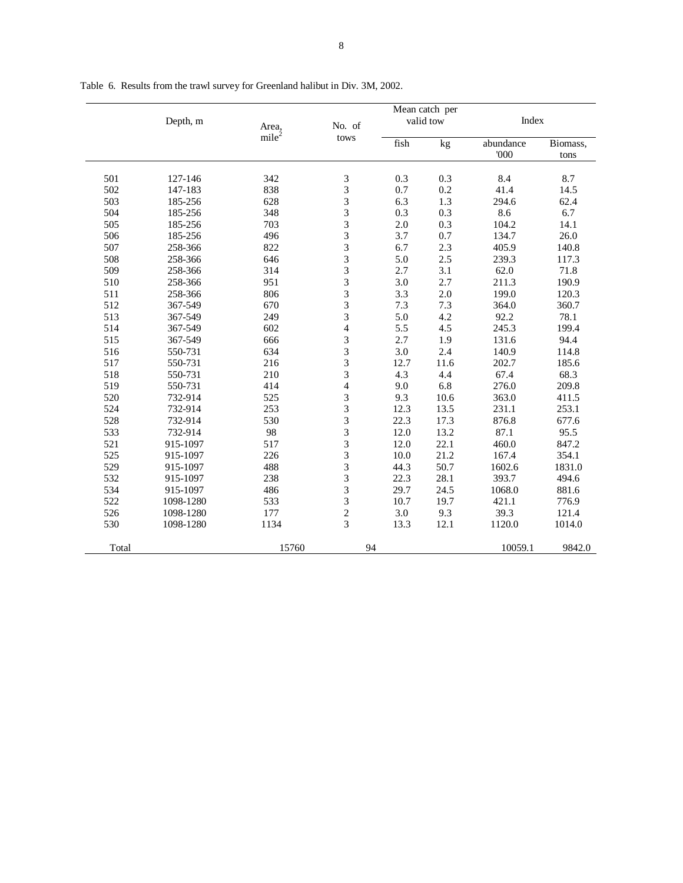Table 6. Results from the trawl survey for Greenland halibut in Div. 3M, 2002.

| | Depth, m | Area, mile$^2$ | No. of tows | Mean catch per valid tow | | Index | |
|---|---|---|---|---|---|---|---|
| | | | | fish | kg | abundance '000 | Biomass, tons |
| 501 | 127-146 | 342 | 3 | 0.3 | 0.3 | 8.4 | 8.7 |
| 502 | 147-183 | 838 | 3 | 0.7 | 0.2 | 41.4 | 14.5 |
| 503 | 185-256 | 628 | 3 | 6.3 | 1.3 | 294.6 | 62.4 |
| 504 | 185-256 | 348 | 3 | 0.3 | 0.3 | 8.6 | 6.7 |
| 505 | 185-256 | 703 | 3 | 2.0 | 0.3 | 104.2 | 14.1 |
| 506 | 185-256 | 496 | 3 | 3.7 | 0.7 | 134.7 | 26.0 |
| 507 | 258-366 | 822 | 3 | 6.7 | 2.3 | 405.9 | 140.8 |
| 508 | 258-366 | 646 | 3 | 5.0 | 2.5 | 239.3 | 117.3 |
| 509 | 258-366 | 314 | 3 | 2.7 | 3.1 | 62.0 | 71.8 |
| 510 | 258-366 | 951 | 3 | 3.0 | 2.7 | 211.3 | 190.9 |
| 511 | 258-366 | 806 | 3 | 3.3 | 2.0 | 199.0 | 120.3 |
| 512 | 367-549 | 670 | 3 | 7.3 | 7.3 | 364.0 | 360.7 |
| 513 | 367-549 | 249 | 3 | 5.0 | 4.2 | 92.2 | 78.1 |
| 514 | 367-549 | 602 | 4 | 5.5 | 4.5 | 245.3 | 199.4 |
| 515 | 367-549 | 666 | 3 | 2.7 | 1.9 | 131.6 | 94.4 |
| 516 | 550-731 | 634 | 3 | 3.0 | 2.4 | 140.9 | 114.8 |
| 517 | 550-731 | 216 | 3 | 12.7 | 11.6 | 202.7 | 185.6 |
| 518 | 550-731 | 210 | 3 | 4.3 | 4.4 | 67.4 | 68.3 |
| 519 | 550-731 | 414 | 4 | 9.0 | 6.8 | 276.0 | 209.8 |
| 520 | 732-914 | 525 | 3 | 9.3 | 10.6 | 363.0 | 411.5 |
| 524 | 732-914 | 253 | 3 | 12.3 | 13.5 | 231.1 | 253.1 |
| 528 | 732-914 | 530 | 3 | 22.3 | 17.3 | 876.8 | 677.6 |
| 533 | 732-914 | 98 | 3 | 12.0 | 13.2 | 87.1 | 95.5 |
| 521 | 915-1097 | 517 | 3 | 12.0 | 22.1 | 460.0 | 847.2 |
| 525 | 915-1097 | 226 | 3 | 10.0 | 21.2 | 167.4 | 354.1 |
| 529 | 915-1097 | 488 | 3 | 44.3 | 50.7 | 1602.6 | 1831.0 |
| 532 | 915-1097 | 238 | 3 | 22.3 | 28.1 | 393.7 | 494.6 |
| 534 | 915-1097 | 486 | 3 | 29.7 | 24.5 | 1068.0 | 881.6 |
| 522 | 1098-1280 | 533 | 3 | 10.7 | 19.7 | 421.1 | 776.9 |
| 526 | 1098-1280 | 177 | 2 | 3.0 | 9.3 | 39.3 | 121.4 |
| 530 | 1098-1280 | 1134 | 3 | 13.3 | 12.1 | 1120.0 | 1014.0 |
| Total | | 15760 | 94 | | | 10059.1 | 9842.0 |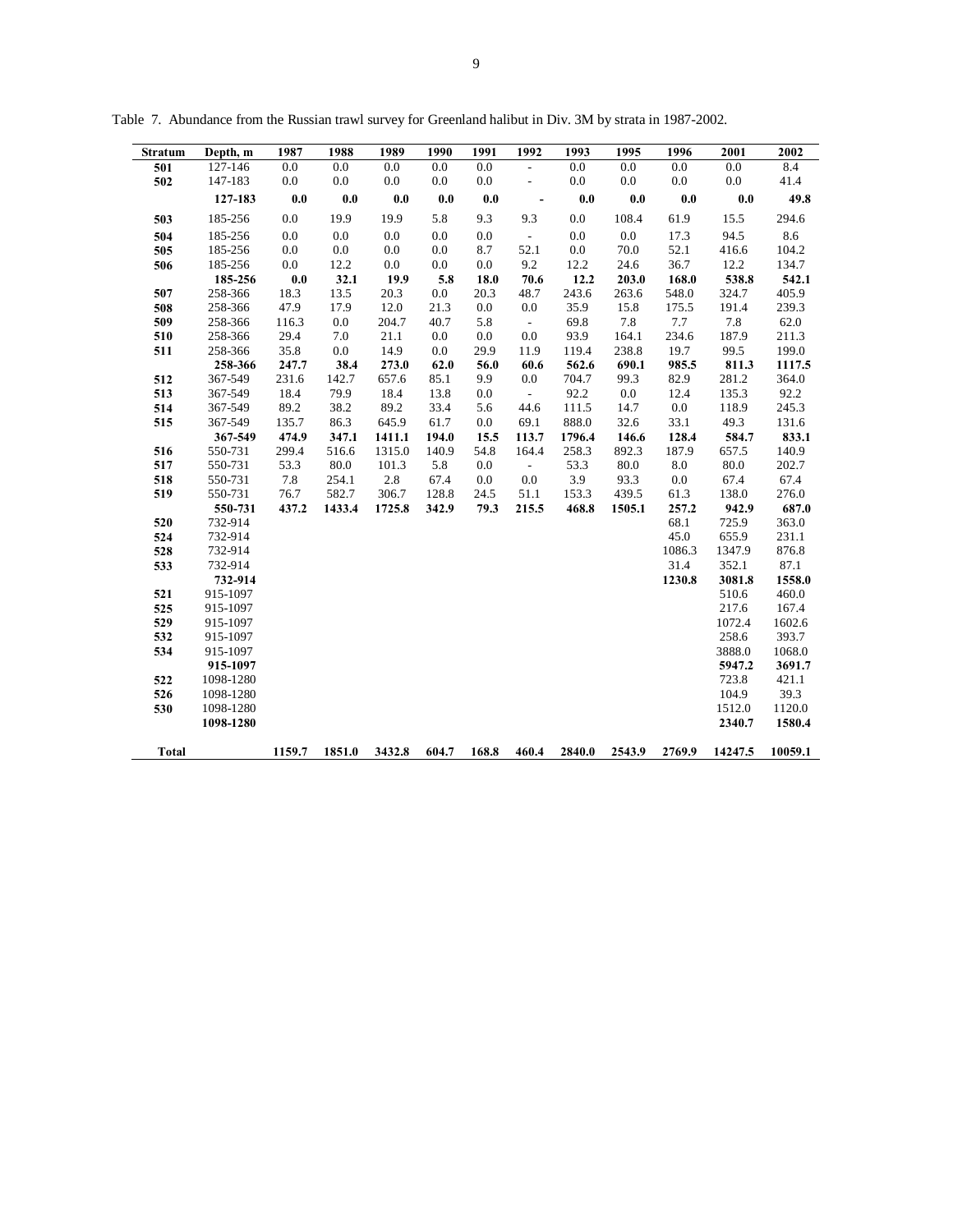Table 7. Abundance from the Russian trawl survey for Greenland halibut in Div. 3M by strata in 1987-2002.

| Stratum | Depth, m | 1987 | 1988 | 1989 | 1990 | 1991 | 1992 | 1993 | 1995 | 1996 | 2001 | 2002 |
|---|---|---|---|---|---|---|---|---|---|---|---|---|
| **501** | 127-146 | 0.0 | 0.0 | 0.0 | 0.0 | 0.0 | - | 0.0 | 0.0 | 0.0 | 0.0 | 8.4 |
| **502** | 147-183 | 0.0 | 0.0 | 0.0 | 0.0 | 0.0 | - | 0.0 | 0.0 | 0.0 | 0.0 | 41.4 |
| | **127-183** | **0.0** | **0.0** | **0.0** | **0.0** | **0.0** | **-** | **0.0** | **0.0** | **0.0** | **0.0** | **49.8** |
| **503** | 185-256 | 0.0 | 19.9 | 19.9 | 5.8 | 9.3 | 9.3 | 0.0 | 108.4 | 61.9 | 15.5 | 294.6 |
| **504** | 185-256 | 0.0 | 0.0 | 0.0 | 0.0 | 0.0 | - | 0.0 | 0.0 | 17.3 | 94.5 | 8.6 |
| **505** | 185-256 | 0.0 | 0.0 | 0.0 | 0.0 | 8.7 | 52.1 | 0.0 | 70.0 | 52.1 | 416.6 | 104.2 |
| **506** | 185-256 | 0.0 | 12.2 | 0.0 | 0.0 | 0.0 | 9.2 | 12.2 | 24.6 | 36.7 | 12.2 | 134.7 |
| | **185-256** | **0.0** | **32.1** | **19.9** | **5.8** | **18.0** | **70.6** | **12.2** | **203.0** | **168.0** | **538.8** | **542.1** |
| **507** | 258-366 | 18.3 | 13.5 | 20.3 | 0.0 | 20.3 | 48.7 | 243.6 | 263.6 | 548.0 | 324.7 | 405.9 |
| **508** | 258-366 | 47.9 | 17.9 | 12.0 | 21.3 | 0.0 | 0.0 | 35.9 | 15.8 | 175.5 | 191.4 | 239.3 |
| **509** | 258-366 | 116.3 | 0.0 | 204.7 | 40.7 | 5.8 | - | 69.8 | 7.8 | 7.7 | 7.8 | 62.0 |
| **510** | 258-366 | 29.4 | 7.0 | 21.1 | 0.0 | 0.0 | 0.0 | 93.9 | 164.1 | 234.6 | 187.9 | 211.3 |
| **511** | 258-366 | 35.8 | 0.0 | 14.9 | 0.0 | 29.9 | 11.9 | 119.4 | 238.8 | 19.7 | 99.5 | 199.0 |
| | **258-366** | **247.7** | **38.4** | **273.0** | **62.0** | **56.0** | **60.6** | **562.6** | **690.1** | **985.5** | **811.3** | **1117.5** |
| **512** | 367-549 | 231.6 | 142.7 | 657.6 | 85.1 | 9.9 | 0.0 | 704.7 | 99.3 | 82.9 | 281.2 | 364.0 |
| **513** | 367-549 | 18.4 | 79.9 | 18.4 | 13.8 | 0.0 | - | 92.2 | 0.0 | 12.4 | 135.3 | 92.2 |
| **514** | 367-549 | 89.2 | 38.2 | 89.2 | 33.4 | 5.6 | 44.6 | 111.5 | 14.7 | 0.0 | 118.9 | 245.3 |
| **515** | 367-549 | 135.7 | 86.3 | 645.9 | 61.7 | 0.0 | 69.1 | 888.0 | 32.6 | 33.1 | 49.3 | 131.6 |
| | **367-549** | **474.9** | **347.1** | **1411.1** | **194.0** | **15.5** | **113.7** | **1796.4** | **146.6** | **128.4** | **584.7** | **833.1** |
| **516** | 550-731 | 299.4 | 516.6 | 1315.0 | 140.9 | 54.8 | 164.4 | 258.3 | 892.3 | 187.9 | 657.5 | 140.9 |
| **517** | 550-731 | 53.3 | 80.0 | 101.3 | 5.8 | 0.0 | - | 53.3 | 80.0 | 8.0 | 80.0 | 202.7 |
| **518** | 550-731 | 7.8 | 254.1 | 2.8 | 67.4 | 0.0 | 0.0 | 3.9 | 93.3 | 0.0 | 67.4 | 67.4 |
| **519** | 550-731 | 76.7 | 582.7 | 306.7 | 128.8 | 24.5 | 51.1 | 153.3 | 439.5 | 61.3 | 138.0 | 276.0 |
| | **550-731** | **437.2** | **1433.4** | **1725.8** | **342.9** | **79.3** | **215.5** | **468.8** | **1505.1** | **257.2** | **942.9** | **687.0** |
| **520** | 732-914 | | | | | | | | | 68.1 | 725.9 | 363.0 |
| **524** | 732-914 | | | | | | | | | 45.0 | 655.9 | 231.1 |
| **528** | 732-914 | | | | | | | | | 1086.3 | 1347.9 | 876.8 |
| **533** | 732-914 | | | | | | | | | 31.4 | 352.1 | 87.1 |
| | **732-914** | | | | | | | | | **1230.8** | **3081.8** | **1558.0** |
| **521** | 915-1097 | | | | | | | | | | 510.6 | 460.0 |
| **525** | 915-1097 | | | | | | | | | | 217.6 | 167.4 |
| **529** | 915-1097 | | | | | | | | | | 1072.4 | 1602.6 |
| **532** | 915-1097 | | | | | | | | | | 258.6 | 393.7 |
| **534** | 915-1097 | | | | | | | | | | 3888.0 | 1068.0 |
| | **915-1097** | | | | | | | | | | **5947.2** | **3691.7** |
| **522** | 1098-1280 | | | | | | | | | | 723.8 | 421.1 |
| **526** | 1098-1280 | | | | | | | | | | 104.9 | 39.3 |
| **530** | 1098-1280 | | | | | | | | | | 1512.0 | 1120.0 |
| | **1098-1280** | | | | | | | | | | **2340.7** | **1580.4** |
| **Total** | | **1159.7** | **1851.0** | **3432.8** | **604.7** | **168.8** | **460.4** | **2840.0** | **2543.9** | **2769.9** | **14247.5** | **10059.1** |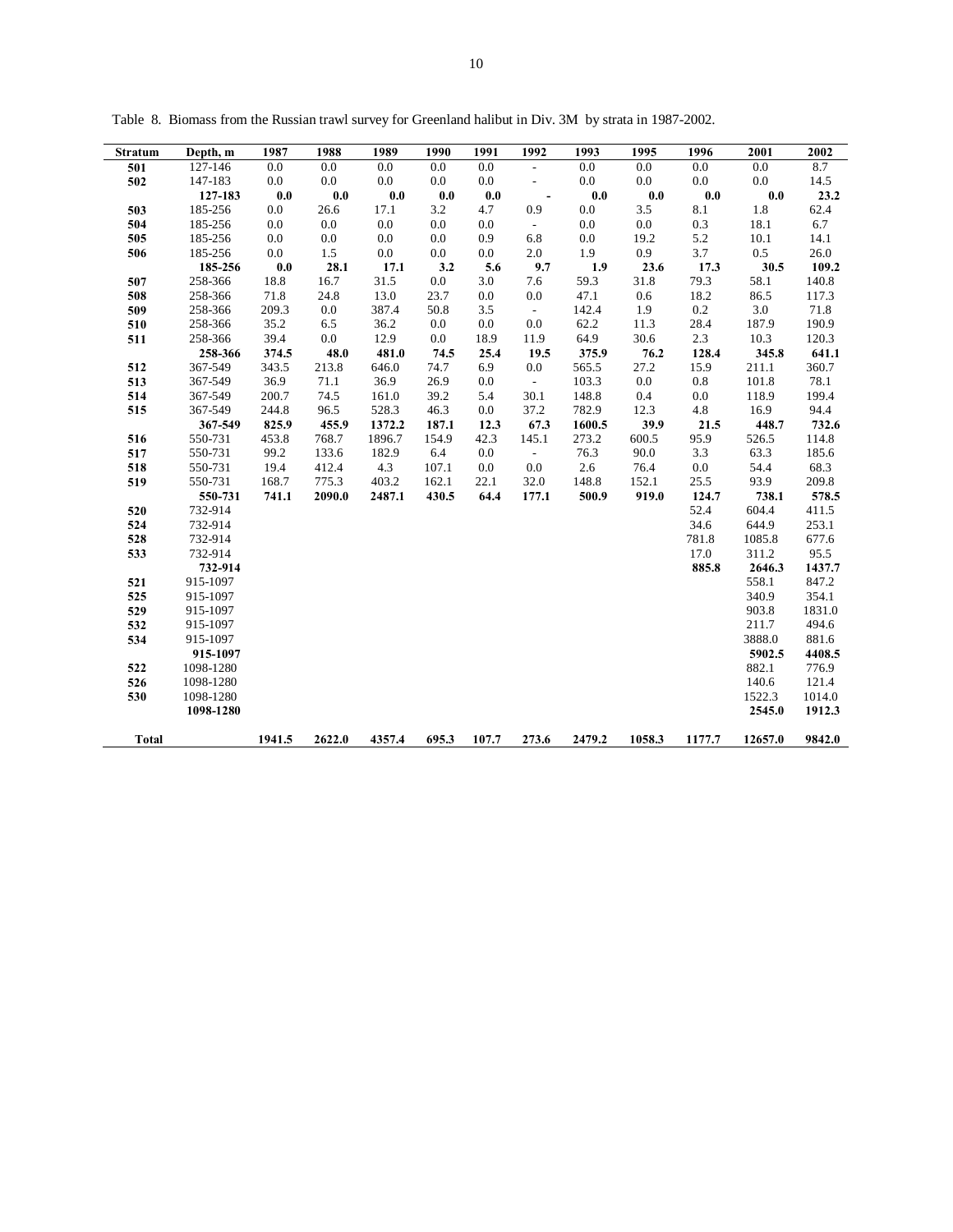Table 8. Biomass from the Russian trawl survey for Greenland halibut in Div. 3M by strata in 1987-2002.

| Stratum | Depth, m | 1987 | 1988 | 1989 | 1990 | 1991 | 1992 | 1993 | 1995 | 1996 | 2001 | 2002 |
|---|---|---|---|---|---|---|---|---|---|---|---|---|
| **501** | 127-146 | 0.0 | 0.0 | 0.0 | 0.0 | 0.0 | - | 0.0 | 0.0 | 0.0 | 0.0 | 8.7 |
| **502** | 147-183 | 0.0 | 0.0 | 0.0 | 0.0 | 0.0 | - | 0.0 | 0.0 | 0.0 | 0.0 | 14.5 |
| | **127-183** | **0.0** | **0.0** | **0.0** | **0.0** | **0.0** | **-** | **0.0** | **0.0** | **0.0** | **0.0** | **23.2** |
| **503** | 185-256 | 0.0 | 26.6 | 17.1 | 3.2 | 4.7 | 0.9 | 0.0 | 3.5 | 8.1 | 1.8 | 62.4 |
| **504** | 185-256 | 0.0 | 0.0 | 0.0 | 0.0 | 0.0 | - | 0.0 | 0.0 | 0.3 | 18.1 | 6.7 |
| **505** | 185-256 | 0.0 | 0.0 | 0.0 | 0.0 | 0.9 | 6.8 | 0.0 | 19.2 | 5.2 | 10.1 | 14.1 |
| **506** | 185-256 | 0.0 | 1.5 | 0.0 | 0.0 | 0.0 | 2.0 | 1.9 | 0.9 | 3.7 | 0.5 | 26.0 |
| | **185-256** | **0.0** | **28.1** | **17.1** | **3.2** | **5.6** | **9.7** | **1.9** | **23.6** | **17.3** | **30.5** | **109.2** |
| **507** | 258-366 | 18.8 | 16.7 | 31.5 | 0.0 | 3.0 | 7.6 | 59.3 | 31.8 | 79.3 | 58.1 | 140.8 |
| **508** | 258-366 | 71.8 | 24.8 | 13.0 | 23.7 | 0.0 | 0.0 | 47.1 | 0.6 | 18.2 | 86.5 | 117.3 |
| **509** | 258-366 | 209.3 | 0.0 | 387.4 | 50.8 | 3.5 | - | 142.4 | 1.9 | 0.2 | 3.0 | 71.8 |
| **510** | 258-366 | 35.2 | 6.5 | 36.2 | 0.0 | 0.0 | 0.0 | 62.2 | 11.3 | 28.4 | 187.9 | 190.9 |
| **511** | 258-366 | 39.4 | 0.0 | 12.9 | 0.0 | 18.9 | 11.9 | 64.9 | 30.6 | 2.3 | 10.3 | 120.3 |
| | **258-366** | **374.5** | **48.0** | **481.0** | **74.5** | **25.4** | **19.5** | **375.9** | **76.2** | **128.4** | **345.8** | **641.1** |
| **512** | 367-549 | 343.5 | 213.8 | 646.0 | 74.7 | 6.9 | 0.0 | 565.5 | 27.2 | 15.9 | 211.1 | 360.7 |
| **513** | 367-549 | 36.9 | 71.1 | 36.9 | 26.9 | 0.0 | - | 103.3 | 0.0 | 0.8 | 101.8 | 78.1 |
| **514** | 367-549 | 200.7 | 74.5 | 161.0 | 39.2 | 5.4 | 30.1 | 148.8 | 0.4 | 0.0 | 118.9 | 199.4 |
| **515** | 367-549 | 244.8 | 96.5 | 528.3 | 46.3 | 0.0 | 37.2 | 782.9 | 12.3 | 4.8 | 16.9 | 94.4 |
| | **367-549** | **825.9** | **455.9** | **1372.2** | **187.1** | **12.3** | **67.3** | **1600.5** | **39.9** | **21.5** | **448.7** | **732.6** |
| **516** | 550-731 | 453.8 | 768.7 | 1896.7 | 154.9 | 42.3 | 145.1 | 273.2 | 600.5 | 95.9 | 526.5 | 114.8 |
| **517** | 550-731 | 99.2 | 133.6 | 182.9 | 6.4 | 0.0 | - | 76.3 | 90.0 | 3.3 | 63.3 | 185.6 |
| **518** | 550-731 | 19.4 | 412.4 | 4.3 | 107.1 | 0.0 | 0.0 | 2.6 | 76.4 | 0.0 | 54.4 | 68.3 |
| **519** | 550-731 | 168.7 | 775.3 | 403.2 | 162.1 | 22.1 | 32.0 | 148.8 | 152.1 | 25.5 | 93.9 | 209.8 |
| | **550-731** | **741.1** | **2090.0** | **2487.1** | **430.5** | **64.4** | **177.1** | **500.9** | **919.0** | **124.7** | **738.1** | **578.5** |
| **520** | 732-914 | | | | | | | | | 52.4 | 604.4 | 411.5 |
| **524** | 732-914 | | | | | | | | | 34.6 | 644.9 | 253.1 |
| **528** | 732-914 | | | | | | | | | 781.8 | 1085.8 | 677.6 |
| **533** | 732-914 | | | | | | | | | 17.0 | 311.2 | 95.5 |
| | **732-914** | | | | | | | | | **885.8** | **2646.3** | **1437.7** |
| **521** | 915-1097 | | | | | | | | | | 558.1 | 847.2 |
| **525** | 915-1097 | | | | | | | | | | 340.9 | 354.1 |
| **529** | 915-1097 | | | | | | | | | | 903.8 | 1831.0 |
| **532** | 915-1097 | | | | | | | | | | 211.7 | 494.6 |
| **534** | 915-1097 | | | | | | | | | | 3888.0 | 881.6 |
| | **915-1097** | | | | | | | | | | **5902.5** | **4408.5** |
| **522** | 1098-1280 | | | | | | | | | | 882.1 | 776.9 |
| **526** | 1098-1280 | | | | | | | | | | 140.6 | 121.4 |
| **530** | 1098-1280 | | | | | | | | | | 1522.3 | 1014.0 |
| | **1098-1280** | | | | | | | | | | **2545.0** | **1912.3** |
| **Total** | | **1941.5** | **2622.0** | **4357.4** | **695.3** | **107.7** | **273.6** | **2479.2** | **1058.3** | **1177.7** | **12657.0** | **9842.0** |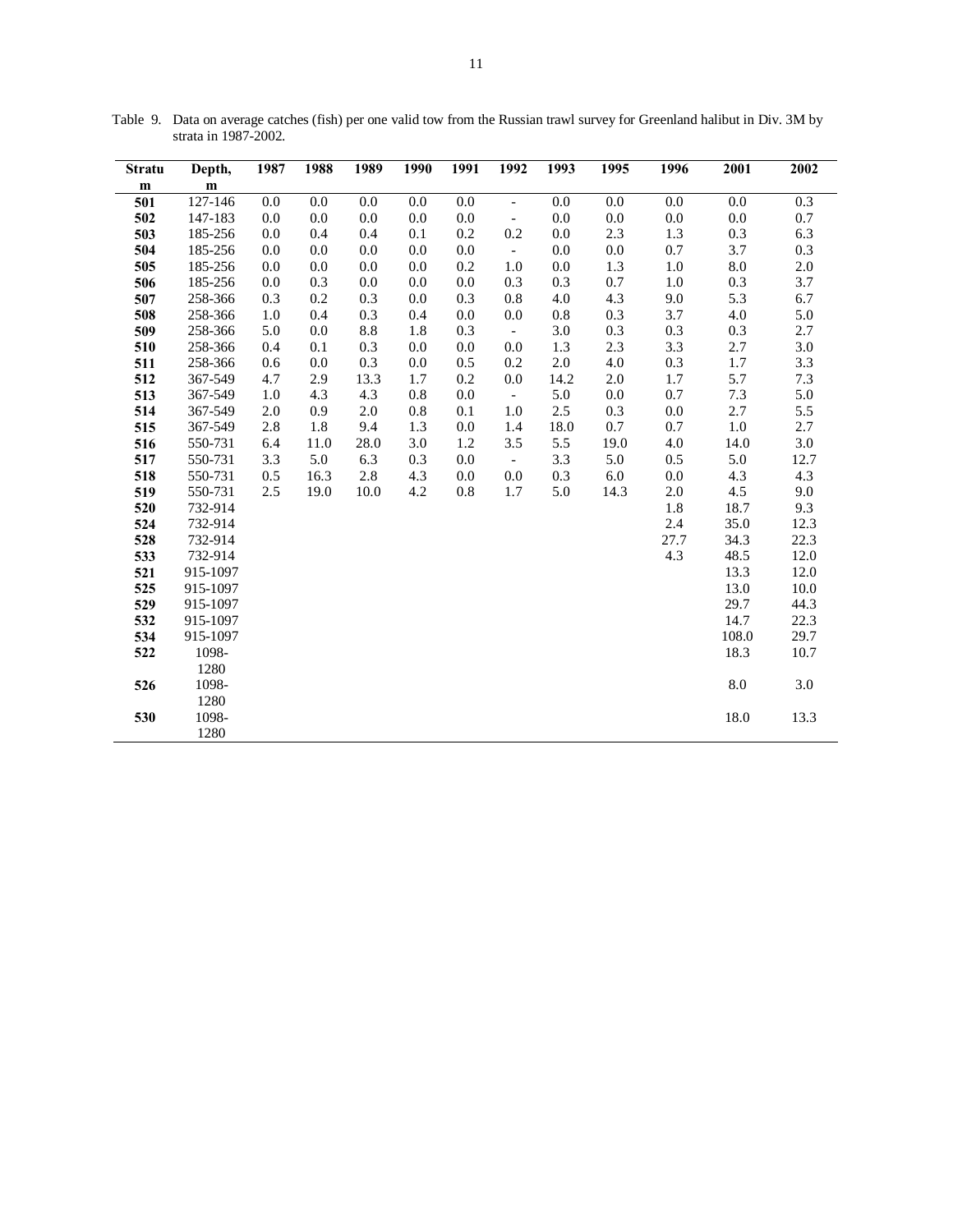Table 9. Data on average catches (fish) per one valid tow from the Russian trawl survey for Greenland halibut in Div. 3M by strata in 1987-2002.

| Stratum | Depth, m | 1987 | 1988 | 1989 | 1990 | 1991 | 1992 | 1993 | 1995 | 1996 | 2001 | 2002 |
|---|---|---|---|---|---|---|---|---|---|---|---|---|
| 501 | 127-146 | 0.0 | 0.0 | 0.0 | 0.0 | 0.0 | - | 0.0 | 0.0 | 0.0 | 0.0 | 0.3 |
| 502 | 147-183 | 0.0 | 0.0 | 0.0 | 0.0 | 0.0 | - | 0.0 | 0.0 | 0.0 | 0.0 | 0.7 |
| 503 | 185-256 | 0.0 | 0.4 | 0.4 | 0.1 | 0.2 | 0.2 | 0.0 | 2.3 | 1.3 | 0.3 | 6.3 |
| 504 | 185-256 | 0.0 | 0.0 | 0.0 | 0.0 | 0.0 | - | 0.0 | 0.0 | 0.7 | 3.7 | 0.3 |
| 505 | 185-256 | 0.0 | 0.0 | 0.0 | 0.0 | 0.2 | 1.0 | 0.0 | 1.3 | 1.0 | 8.0 | 2.0 |
| 506 | 185-256 | 0.0 | 0.3 | 0.0 | 0.0 | 0.0 | 0.3 | 0.3 | 0.7 | 1.0 | 0.3 | 3.7 |
| 507 | 258-366 | 0.3 | 0.2 | 0.3 | 0.0 | 0.3 | 0.8 | 4.0 | 4.3 | 9.0 | 5.3 | 6.7 |
| 508 | 258-366 | 1.0 | 0.4 | 0.3 | 0.4 | 0.0 | 0.0 | 0.8 | 0.3 | 3.7 | 4.0 | 5.0 |
| 509 | 258-366 | 5.0 | 0.0 | 8.8 | 1.8 | 0.3 | - | 3.0 | 0.3 | 0.3 | 0.3 | 2.7 |
| 510 | 258-366 | 0.4 | 0.1 | 0.3 | 0.0 | 0.0 | 0.0 | 1.3 | 2.3 | 3.3 | 2.7 | 3.0 |
| 511 | 258-366 | 0.6 | 0.0 | 0.3 | 0.0 | 0.5 | 0.2 | 2.0 | 4.0 | 0.3 | 1.7 | 3.3 |
| 512 | 367-549 | 4.7 | 2.9 | 13.3 | 1.7 | 0.2 | 0.0 | 14.2 | 2.0 | 1.7 | 5.7 | 7.3 |
| 513 | 367-549 | 1.0 | 4.3 | 4.3 | 0.8 | 0.0 | - | 5.0 | 0.0 | 0.7 | 7.3 | 5.0 |
| 514 | 367-549 | 2.0 | 0.9 | 2.0 | 0.8 | 0.1 | 1.0 | 2.5 | 0.3 | 0.0 | 2.7 | 5.5 |
| 515 | 367-549 | 2.8 | 1.8 | 9.4 | 1.3 | 0.0 | 1.4 | 18.0 | 0.7 | 0.7 | 1.0 | 2.7 |
| 516 | 550-731 | 6.4 | 11.0 | 28.0 | 3.0 | 1.2 | 3.5 | 5.5 | 19.0 | 4.0 | 14.0 | 3.0 |
| 517 | 550-731 | 3.3 | 5.0 | 6.3 | 0.3 | 0.0 | - | 3.3 | 5.0 | 0.5 | 5.0 | 12.7 |
| 518 | 550-731 | 0.5 | 16.3 | 2.8 | 4.3 | 0.0 | 0.0 | 0.3 | 6.0 | 0.0 | 4.3 | 4.3 |
| 519 | 550-731 | 2.5 | 19.0 | 10.0 | 4.2 | 0.8 | 1.7 | 5.0 | 14.3 | 2.0 | 4.5 | 9.0 |
| 520 | 732-914 | | | | | | | | | 1.8 | 18.7 | 9.3 |
| 524 | 732-914 | | | | | | | | | 2.4 | 35.0 | 12.3 |
| 528 | 732-914 | | | | | | | | | 27.7 | 34.3 | 22.3 |
| 533 | 732-914 | | | | | | | | | 4.3 | 48.5 | 12.0 |
| 521 | 915-1097 | | | | | | | | | | 13.3 | 12.0 |
| 525 | 915-1097 | | | | | | | | | | 13.0 | 10.0 |
| 529 | 915-1097 | | | | | | | | | | 29.7 | 44.3 |
| 532 | 915-1097 | | | | | | | | | | 14.7 | 22.3 |
| 534 | 915-1097 | | | | | | | | | | 108.0 | 29.7 |
| 522 | 1098-1280 | | | | | | | | | | 18.3 | 10.7 |
| 526 | 1098-1280 | | | | | | | | | | 8.0 | 3.0 |
| 530 | 1098-1280 | | | | | | | | | | 18.0 | 13.3 |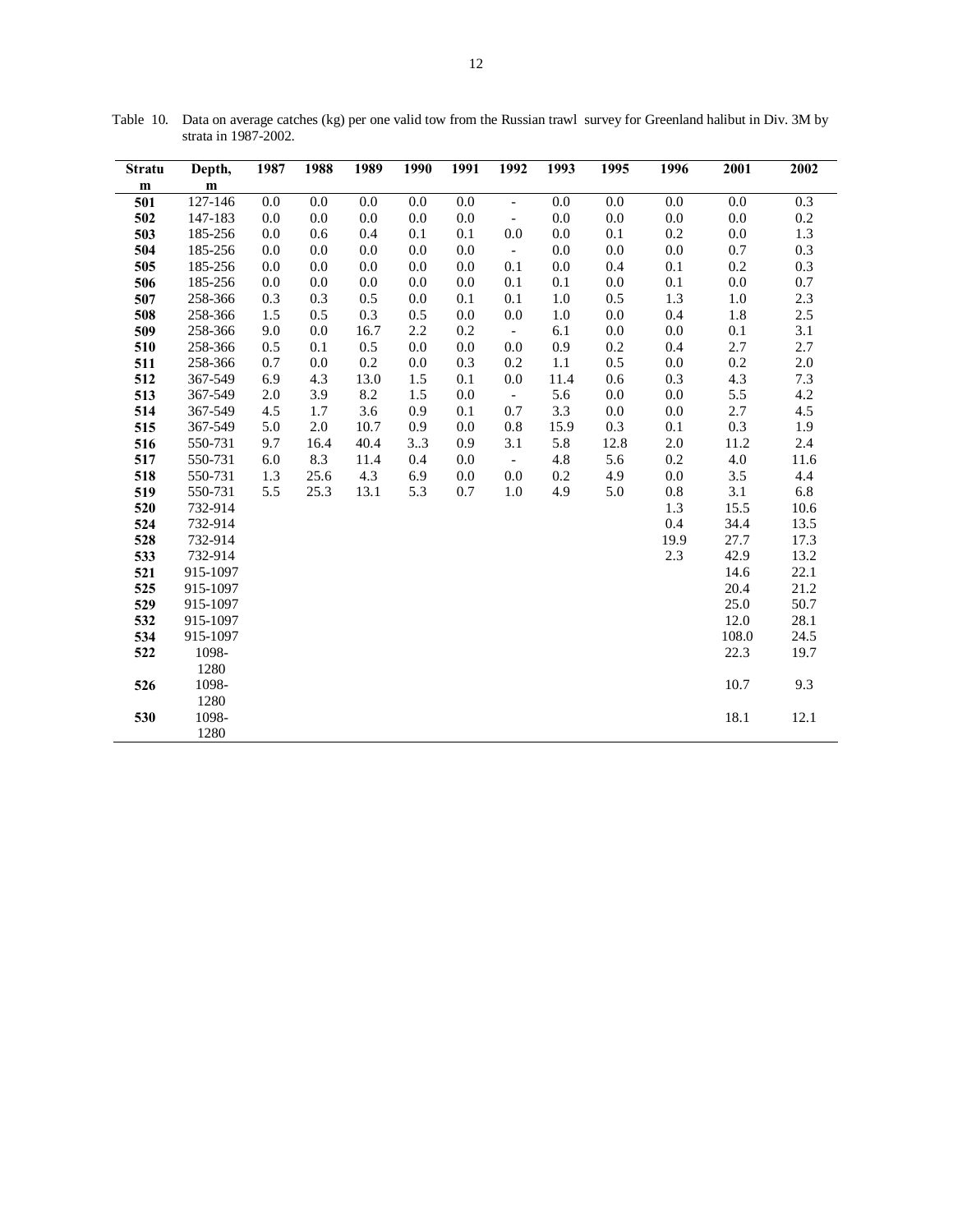Table 10. Data on average catches (kg) per one valid tow from the Russian trawl survey for Greenland halibut in Div. 3M by strata in 1987-2002.

| Stratum | Depth, m | 1987 | 1988 | 1989 | 1990 | 1991 | 1992 | 1993 | 1995 | 1996 | 2001 | 2002 |
|---|---|---|---|---|---|---|---|---|---|---|---|---|
| 501 | 127-146 | 0.0 | 0.0 | 0.0 | 0.0 | 0.0 | - | 0.0 | 0.0 | 0.0 | 0.0 | 0.3 |
| 502 | 147-183 | 0.0 | 0.0 | 0.0 | 0.0 | 0.0 | - | 0.0 | 0.0 | 0.0 | 0.0 | 0.2 |
| 503 | 185-256 | 0.0 | 0.6 | 0.4 | 0.1 | 0.1 | 0.0 | 0.0 | 0.1 | 0.2 | 0.0 | 1.3 |
| 504 | 185-256 | 0.0 | 0.0 | 0.0 | 0.0 | 0.0 | - | 0.0 | 0.0 | 0.0 | 0.7 | 0.3 |
| 505 | 185-256 | 0.0 | 0.0 | 0.0 | 0.0 | 0.0 | 0.1 | 0.0 | 0.4 | 0.1 | 0.2 | 0.3 |
| 506 | 185-256 | 0.0 | 0.0 | 0.0 | 0.0 | 0.0 | 0.1 | 0.1 | 0.0 | 0.1 | 0.0 | 0.7 |
| 507 | 258-366 | 0.3 | 0.3 | 0.5 | 0.0 | 0.1 | 0.1 | 1.0 | 0.5 | 1.3 | 1.0 | 2.3 |
| 508 | 258-366 | 1.5 | 0.5 | 0.3 | 0.5 | 0.0 | 0.0 | 1.0 | 0.0 | 0.4 | 1.8 | 2.5 |
| 509 | 258-366 | 9.0 | 0.0 | 16.7 | 2.2 | 0.2 | - | 6.1 | 0.0 | 0.0 | 0.1 | 3.1 |
| 510 | 258-366 | 0.5 | 0.1 | 0.5 | 0.0 | 0.0 | 0.0 | 0.9 | 0.2 | 0.4 | 2.7 | 2.7 |
| 511 | 258-366 | 0.7 | 0.0 | 0.2 | 0.0 | 0.3 | 0.2 | 1.1 | 0.5 | 0.0 | 0.2 | 2.0 |
| 512 | 367-549 | 6.9 | 4.3 | 13.0 | 1.5 | 0.1 | 0.0 | 11.4 | 0.6 | 0.3 | 4.3 | 7.3 |
| 513 | 367-549 | 2.0 | 3.9 | 8.2 | 1.5 | 0.0 | - | 5.6 | 0.0 | 0.0 | 5.5 | 4.2 |
| 514 | 367-549 | 4.5 | 1.7 | 3.6 | 0.9 | 0.1 | 0.7 | 3.3 | 0.0 | 0.0 | 2.7 | 4.5 |
| 515 | 367-549 | 5.0 | 2.0 | 10.7 | 0.9 | 0.0 | 0.8 | 15.9 | 0.3 | 0.1 | 0.3 | 1.9 |
| 516 | 550-731 | 9.7 | 16.4 | 40.4 | 3..3 | 0.9 | 3.1 | 5.8 | 12.8 | 2.0 | 11.2 | 2.4 |
| 517 | 550-731 | 6.0 | 8.3 | 11.4 | 0.4 | 0.0 | - | 4.8 | 5.6 | 0.2 | 4.0 | 11.6 |
| 518 | 550-731 | 1.3 | 25.6 | 4.3 | 6.9 | 0.0 | 0.0 | 0.2 | 4.9 | 0.0 | 3.5 | 4.4 |
| 519 | 550-731 | 5.5 | 25.3 | 13.1 | 5.3 | 0.7 | 1.0 | 4.9 | 5.0 | 0.8 | 3.1 | 6.8 |
| 520 | 732-914 | | | | | | | | | 1.3 | 15.5 | 10.6 |
| 524 | 732-914 | | | | | | | | | 0.4 | 34.4 | 13.5 |
| 528 | 732-914 | | | | | | | | | 19.9 | 27.7 | 17.3 |
| 533 | 732-914 | | | | | | | | | 2.3 | 42.9 | 13.2 |
| 521 | 915-1097 | | | | | | | | | | 14.6 | 22.1 |
| 525 | 915-1097 | | | | | | | | | | 20.4 | 21.2 |
| 529 | 915-1097 | | | | | | | | | | 25.0 | 50.7 |
| 532 | 915-1097 | | | | | | | | | | 12.0 | 28.1 |
| 534 | 915-1097 | | | | | | | | | | 108.0 | 24.5 |
| 522 | 1098-1280 | | | | | | | | | | 22.3 | 19.7 |
| 526 | 1098-1280 | | | | | | | | | | 10.7 | 9.3 |
| 530 | 1098-1280 | | | | | | | | | | 18.1 | 12.1 |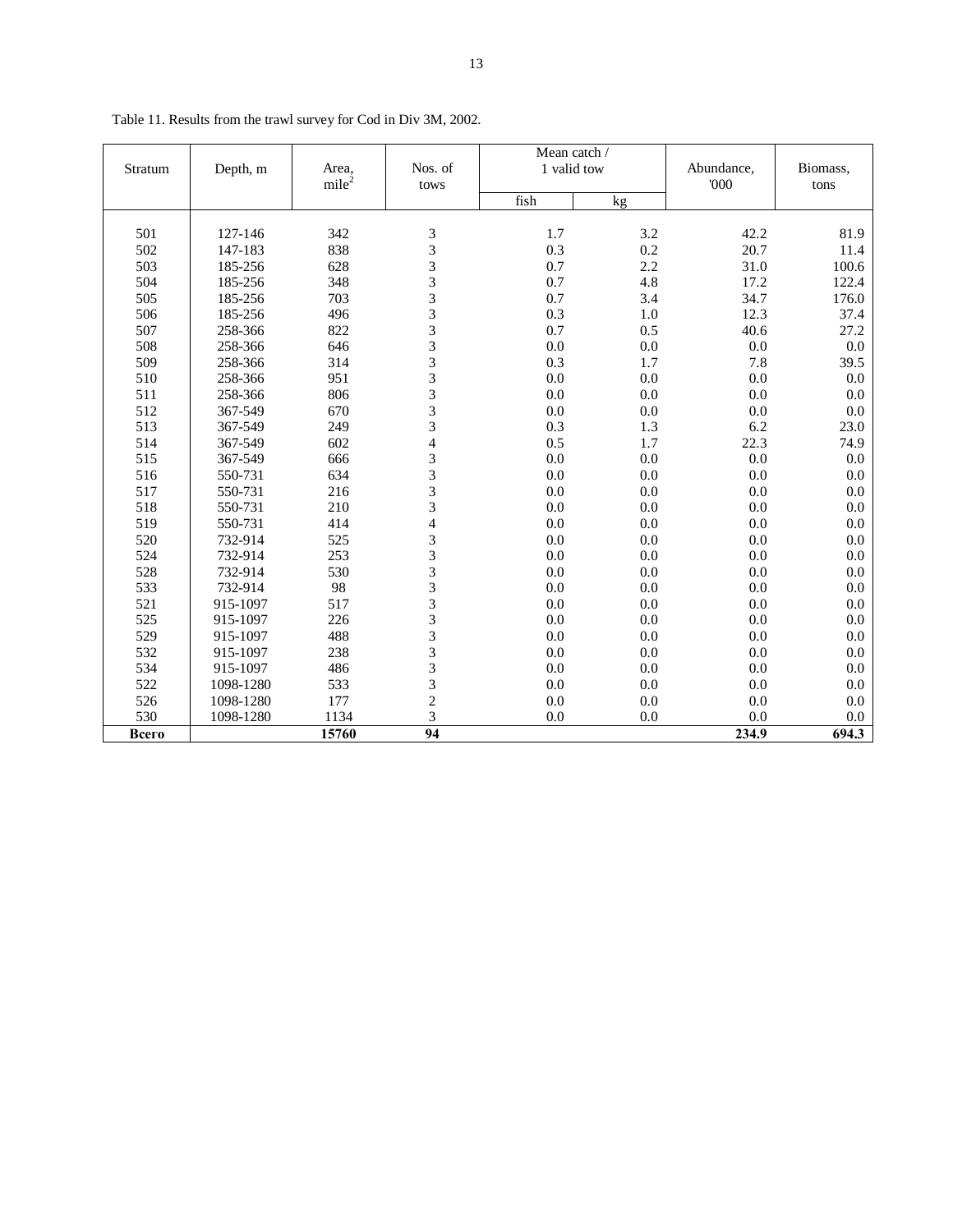Table 11. Results from the trawl survey for Cod in Div 3M, 2002.

| Stratum | Depth, m | Area, $mile^2$ | Nos. of tows | Mean catch / 1 valid tow | | Abundance, '000 | Biomass, tons |
|---|---|---|---|---|---|---|---|
| | | | | fish | kg | | |
| 501 | 127-146 | 342 | 3 | 1.7 | 3.2 | 42.2 | 81.9 |
| 502 | 147-183 | 838 | 3 | 0.3 | 0.2 | 20.7 | 11.4 |
| 503 | 185-256 | 628 | 3 | 0.7 | 2.2 | 31.0 | 100.6 |
| 504 | 185-256 | 348 | 3 | 0.7 | 4.8 | 17.2 | 122.4 |
| 505 | 185-256 | 703 | 3 | 0.7 | 3.4 | 34.7 | 176.0 |
| 506 | 185-256 | 496 | 3 | 0.3 | 1.0 | 12.3 | 37.4 |
| 507 | 258-366 | 822 | 3 | 0.7 | 0.5 | 40.6 | 27.2 |
| 508 | 258-366 | 646 | 3 | 0.0 | 0.0 | 0.0 | 0.0 |
| 509 | 258-366 | 314 | 3 | 0.3 | 1.7 | 7.8 | 39.5 |
| 510 | 258-366 | 951 | 3 | 0.0 | 0.0 | 0.0 | 0.0 |
| 511 | 258-366 | 806 | 3 | 0.0 | 0.0 | 0.0 | 0.0 |
| 512 | 367-549 | 670 | 3 | 0.0 | 0.0 | 0.0 | 0.0 |
| 513 | 367-549 | 249 | 3 | 0.3 | 1.3 | 6.2 | 23.0 |
| 514 | 367-549 | 602 | 4 | 0.5 | 1.7 | 22.3 | 74.9 |
| 515 | 367-549 | 666 | 3 | 0.0 | 0.0 | 0.0 | 0.0 |
| 516 | 550-731 | 634 | 3 | 0.0 | 0.0 | 0.0 | 0.0 |
| 517 | 550-731 | 216 | 3 | 0.0 | 0.0 | 0.0 | 0.0 |
| 518 | 550-731 | 210 | 3 | 0.0 | 0.0 | 0.0 | 0.0 |
| 519 | 550-731 | 414 | 4 | 0.0 | 0.0 | 0.0 | 0.0 |
| 520 | 732-914 | 525 | 3 | 0.0 | 0.0 | 0.0 | 0.0 |
| 524 | 732-914 | 253 | 3 | 0.0 | 0.0 | 0.0 | 0.0 |
| 528 | 732-914 | 530 | 3 | 0.0 | 0.0 | 0.0 | 0.0 |
| 533 | 732-914 | 98 | 3 | 0.0 | 0.0 | 0.0 | 0.0 |
| 521 | 915-1097 | 517 | 3 | 0.0 | 0.0 | 0.0 | 0.0 |
| 525 | 915-1097 | 226 | 3 | 0.0 | 0.0 | 0.0 | 0.0 |
| 529 | 915-1097 | 488 | 3 | 0.0 | 0.0 | 0.0 | 0.0 |
| 532 | 915-1097 | 238 | 3 | 0.0 | 0.0 | 0.0 | 0.0 |
| 534 | 915-1097 | 486 | 3 | 0.0 | 0.0 | 0.0 | 0.0 |
| 522 | 1098-1280 | 533 | 3 | 0.0 | 0.0 | 0.0 | 0.0 |
| 526 | 1098-1280 | 177 | 2 | 0.0 | 0.0 | 0.0 | 0.0 |
| 530 | 1098-1280 | 1134 | 3 | 0.0 | 0.0 | 0.0 | 0.0 |
| **Всего** | | **15760** | **94** | | | **234.9** | **694.3** |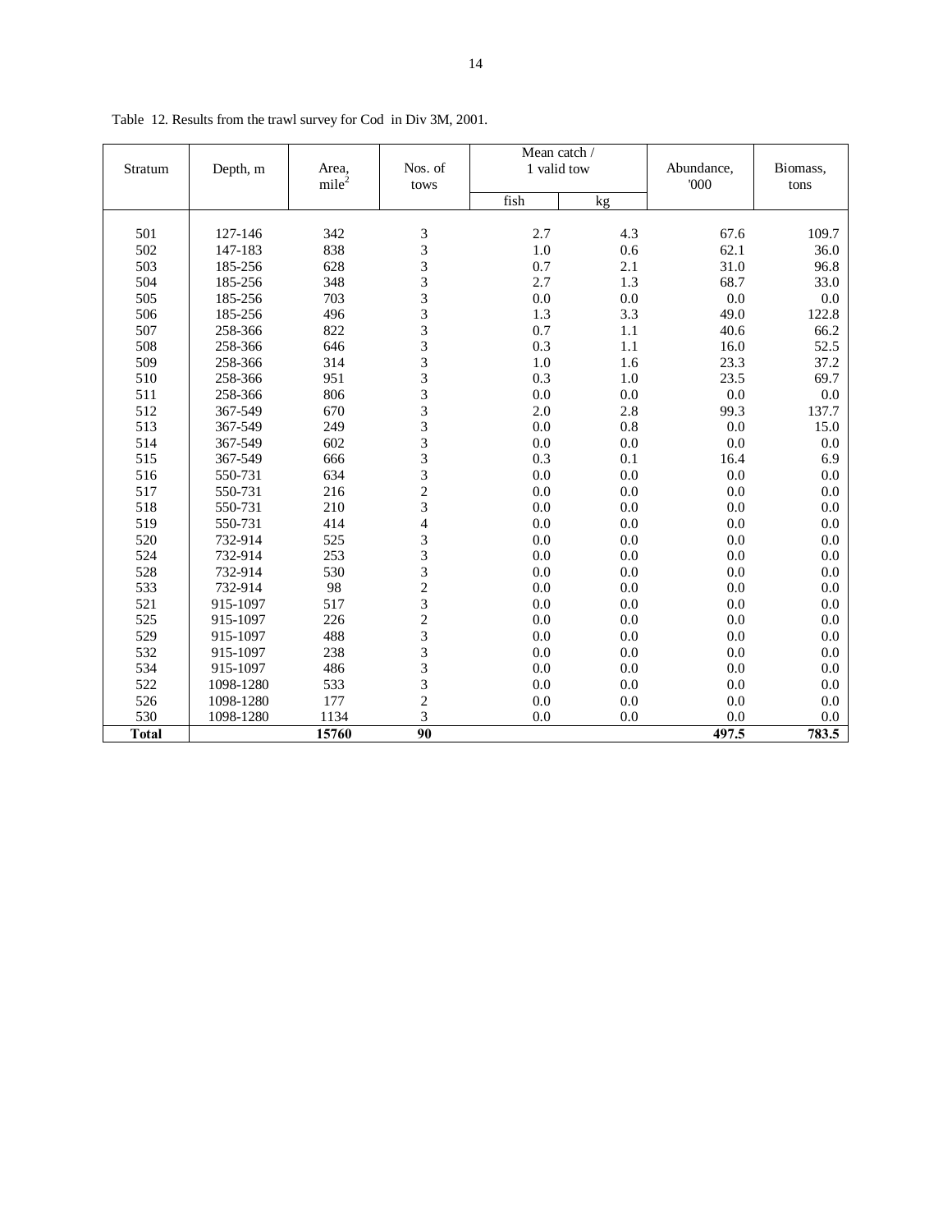Table 12. Results from the trawl survey for Cod in Div 3M, 2001.

| Stratum | Depth, m | Area, mile$^2$ | Nos. of tows | Mean catch / 1 valid tow | | Abundance, '000 | Biomass, tons |
|---|---|---|---|---|---|---|---|
| | | | | fish | kg | | |
| 501 | 127-146 | 342 | 3 | 2.7 | 4.3 | 67.6 | 109.7 |
| 502 | 147-183 | 838 | 3 | 1.0 | 0.6 | 62.1 | 36.0 |
| 503 | 185-256 | 628 | 3 | 0.7 | 2.1 | 31.0 | 96.8 |
| 504 | 185-256 | 348 | 3 | 2.7 | 1.3 | 68.7 | 33.0 |
| 505 | 185-256 | 703 | 3 | 0.0 | 0.0 | 0.0 | 0.0 |
| 506 | 185-256 | 496 | 3 | 1.3 | 3.3 | 49.0 | 122.8 |
| 507 | 258-366 | 822 | 3 | 0.7 | 1.1 | 40.6 | 66.2 |
| 508 | 258-366 | 646 | 3 | 0.3 | 1.1 | 16.0 | 52.5 |
| 509 | 258-366 | 314 | 3 | 1.0 | 1.6 | 23.3 | 37.2 |
| 510 | 258-366 | 951 | 3 | 0.3 | 1.0 | 23.5 | 69.7 |
| 511 | 258-366 | 806 | 3 | 0.0 | 0.0 | 0.0 | 0.0 |
| 512 | 367-549 | 670 | 3 | 2.0 | 2.8 | 99.3 | 137.7 |
| 513 | 367-549 | 249 | 3 | 0.0 | 0.8 | 0.0 | 15.0 |
| 514 | 367-549 | 602 | 3 | 0.0 | 0.0 | 0.0 | 0.0 |
| 515 | 367-549 | 666 | 3 | 0.3 | 0.1 | 16.4 | 6.9 |
| 516 | 550-731 | 634 | 3 | 0.0 | 0.0 | 0.0 | 0.0 |
| 517 | 550-731 | 216 | 2 | 0.0 | 0.0 | 0.0 | 0.0 |
| 518 | 550-731 | 210 | 3 | 0.0 | 0.0 | 0.0 | 0.0 |
| 519 | 550-731 | 414 | 4 | 0.0 | 0.0 | 0.0 | 0.0 |
| 520 | 732-914 | 525 | 3 | 0.0 | 0.0 | 0.0 | 0.0 |
| 524 | 732-914 | 253 | 3 | 0.0 | 0.0 | 0.0 | 0.0 |
| 528 | 732-914 | 530 | 3 | 0.0 | 0.0 | 0.0 | 0.0 |
| 533 | 732-914 | 98 | 2 | 0.0 | 0.0 | 0.0 | 0.0 |
| 521 | 915-1097 | 517 | 3 | 0.0 | 0.0 | 0.0 | 0.0 |
| 525 | 915-1097 | 226 | 2 | 0.0 | 0.0 | 0.0 | 0.0 |
| 529 | 915-1097 | 488 | 3 | 0.0 | 0.0 | 0.0 | 0.0 |
| 532 | 915-1097 | 238 | 3 | 0.0 | 0.0 | 0.0 | 0.0 |
| 534 | 915-1097 | 486 | 3 | 0.0 | 0.0 | 0.0 | 0.0 |
| 522 | 1098-1280 | 533 | 3 | 0.0 | 0.0 | 0.0 | 0.0 |
| 526 | 1098-1280 | 177 | 2 | 0.0 | 0.0 | 0.0 | 0.0 |
| 530 | 1098-1280 | 1134 | 3 | 0.0 | 0.0 | 0.0 | 0.0 |
| **Total** | | **15760** | **90** | | | **497.5** | **783.5** |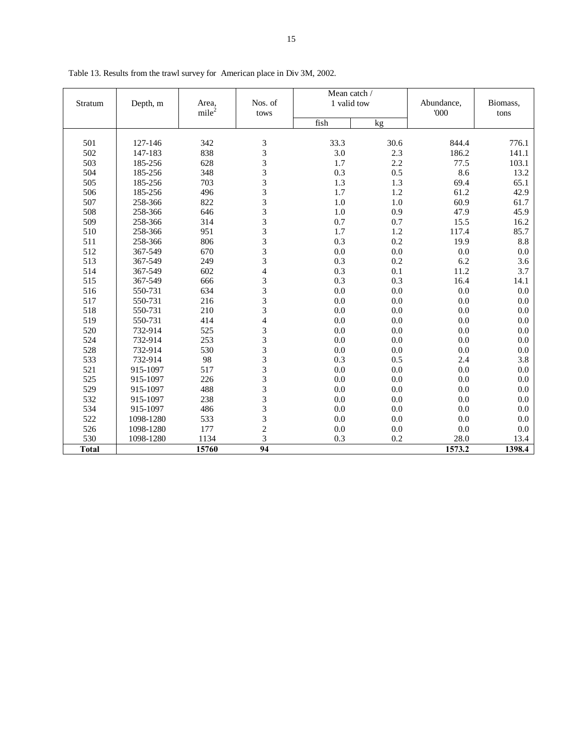Table 13. Results from the trawl survey for American place in Div 3M, 2002.

| Stratum | Depth, m | Area, mile$^2$ | Nos. of tows | Mean catch / 1 valid tow | | Abundance, '000 | Biomass, tons |
|---|---|---|---|---|---|---|---|
| | | | | fish | kg | | |
| 501 | 127-146 | 342 | 3 | 33.3 | 30.6 | 844.4 | 776.1 |
| 502 | 147-183 | 838 | 3 | 3.0 | 2.3 | 186.2 | 141.1 |
| 503 | 185-256 | 628 | 3 | 1.7 | 2.2 | 77.5 | 103.1 |
| 504 | 185-256 | 348 | 3 | 0.3 | 0.5 | 8.6 | 13.2 |
| 505 | 185-256 | 703 | 3 | 1.3 | 1.3 | 69.4 | 65.1 |
| 506 | 185-256 | 496 | 3 | 1.7 | 1.2 | 61.2 | 42.9 |
| 507 | 258-366 | 822 | 3 | 1.0 | 1.0 | 60.9 | 61.7 |
| 508 | 258-366 | 646 | 3 | 1.0 | 0.9 | 47.9 | 45.9 |
| 509 | 258-366 | 314 | 3 | 0.7 | 0.7 | 15.5 | 16.2 |
| 510 | 258-366 | 951 | 3 | 1.7 | 1.2 | 117.4 | 85.7 |
| 511 | 258-366 | 806 | 3 | 0.3 | 0.2 | 19.9 | 8.8 |
| 512 | 367-549 | 670 | 3 | 0.0 | 0.0 | 0.0 | 0.0 |
| 513 | 367-549 | 249 | 3 | 0.3 | 0.2 | 6.2 | 3.6 |
| 514 | 367-549 | 602 | 4 | 0.3 | 0.1 | 11.2 | 3.7 |
| 515 | 367-549 | 666 | 3 | 0.3 | 0.3 | 16.4 | 14.1 |
| 516 | 550-731 | 634 | 3 | 0.0 | 0.0 | 0.0 | 0.0 |
| 517 | 550-731 | 216 | 3 | 0.0 | 0.0 | 0.0 | 0.0 |
| 518 | 550-731 | 210 | 3 | 0.0 | 0.0 | 0.0 | 0.0 |
| 519 | 550-731 | 414 | 4 | 0.0 | 0.0 | 0.0 | 0.0 |
| 520 | 732-914 | 525 | 3 | 0.0 | 0.0 | 0.0 | 0.0 |
| 524 | 732-914 | 253 | 3 | 0.0 | 0.0 | 0.0 | 0.0 |
| 528 | 732-914 | 530 | 3 | 0.0 | 0.0 | 0.0 | 0.0 |
| 533 | 732-914 | 98 | 3 | 0.3 | 0.5 | 2.4 | 3.8 |
| 521 | 915-1097 | 517 | 3 | 0.0 | 0.0 | 0.0 | 0.0 |
| 525 | 915-1097 | 226 | 3 | 0.0 | 0.0 | 0.0 | 0.0 |
| 529 | 915-1097 | 488 | 3 | 0.0 | 0.0 | 0.0 | 0.0 |
| 532 | 915-1097 | 238 | 3 | 0.0 | 0.0 | 0.0 | 0.0 |
| 534 | 915-1097 | 486 | 3 | 0.0 | 0.0 | 0.0 | 0.0 |
| 522 | 1098-1280 | 533 | 3 | 0.0 | 0.0 | 0.0 | 0.0 |
| 526 | 1098-1280 | 177 | 2 | 0.0 | 0.0 | 0.0 | 0.0 |
| 530 | 1098-1280 | 1134 | 3 | 0.3 | 0.2 | 28.0 | 13.4 |
| **Total** | | **15760** | **94** | | | **1573.2** | **1398.4** |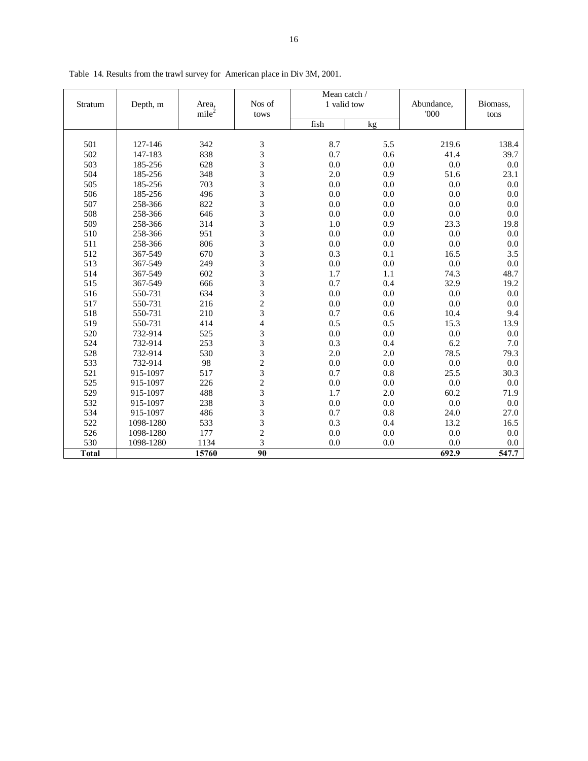Table 14. Results from the trawl survey for American place in Div 3M, 2001.

| Stratum | Depth, m | Area, $mile^2$ | Nos of tows | Mean catch / 1 valid tow | | Abundance, '000 | Biomass, tons |
|---|---|---|---|---|---|---|---|
| | | | | fish | kg | | |
| 501 | 127-146 | 342 | 3 | 8.7 | 5.5 | 219.6 | 138.4 |
| 502 | 147-183 | 838 | 3 | 0.7 | 0.6 | 41.4 | 39.7 |
| 503 | 185-256 | 628 | 3 | 0.0 | 0.0 | 0.0 | 0.0 |
| 504 | 185-256 | 348 | 3 | 2.0 | 0.9 | 51.6 | 23.1 |
| 505 | 185-256 | 703 | 3 | 0.0 | 0.0 | 0.0 | 0.0 |
| 506 | 185-256 | 496 | 3 | 0.0 | 0.0 | 0.0 | 0.0 |
| 507 | 258-366 | 822 | 3 | 0.0 | 0.0 | 0.0 | 0.0 |
| 508 | 258-366 | 646 | 3 | 0.0 | 0.0 | 0.0 | 0.0 |
| 509 | 258-366 | 314 | 3 | 1.0 | 0.9 | 23.3 | 19.8 |
| 510 | 258-366 | 951 | 3 | 0.0 | 0.0 | 0.0 | 0.0 |
| 511 | 258-366 | 806 | 3 | 0.0 | 0.0 | 0.0 | 0.0 |
| 512 | 367-549 | 670 | 3 | 0.3 | 0.1 | 16.5 | 3.5 |
| 513 | 367-549 | 249 | 3 | 0.0 | 0.0 | 0.0 | 0.0 |
| 514 | 367-549 | 602 | 3 | 1.7 | 1.1 | 74.3 | 48.7 |
| 515 | 367-549 | 666 | 3 | 0.7 | 0.4 | 32.9 | 19.2 |
| 516 | 550-731 | 634 | 3 | 0.0 | 0.0 | 0.0 | 0.0 |
| 517 | 550-731 | 216 | 2 | 0.0 | 0.0 | 0.0 | 0.0 |
| 518 | 550-731 | 210 | 3 | 0.7 | 0.6 | 10.4 | 9.4 |
| 519 | 550-731 | 414 | 4 | 0.5 | 0.5 | 15.3 | 13.9 |
| 520 | 732-914 | 525 | 3 | 0.0 | 0.0 | 0.0 | 0.0 |
| 524 | 732-914 | 253 | 3 | 0.3 | 0.4 | 6.2 | 7.0 |
| 528 | 732-914 | 530 | 3 | 2.0 | 2.0 | 78.5 | 79.3 |
| 533 | 732-914 | 98 | 2 | 0.0 | 0.0 | 0.0 | 0.0 |
| 521 | 915-1097 | 517 | 3 | 0.7 | 0.8 | 25.5 | 30.3 |
| 525 | 915-1097 | 226 | 2 | 0.0 | 0.0 | 0.0 | 0.0 |
| 529 | 915-1097 | 488 | 3 | 1.7 | 2.0 | 60.2 | 71.9 |
| 532 | 915-1097 | 238 | 3 | 0.0 | 0.0 | 0.0 | 0.0 |
| 534 | 915-1097 | 486 | 3 | 0.7 | 0.8 | 24.0 | 27.0 |
| 522 | 1098-1280 | 533 | 3 | 0.3 | 0.4 | 13.2 | 16.5 |
| 526 | 1098-1280 | 177 | 2 | 0.0 | 0.0 | 0.0 | 0.0 |
| 530 | 1098-1280 | 1134 | 3 | 0.0 | 0.0 | 0.0 | 0.0 |
| **Total** | | **15760** | **90** | | | **692.9** | **547.7** |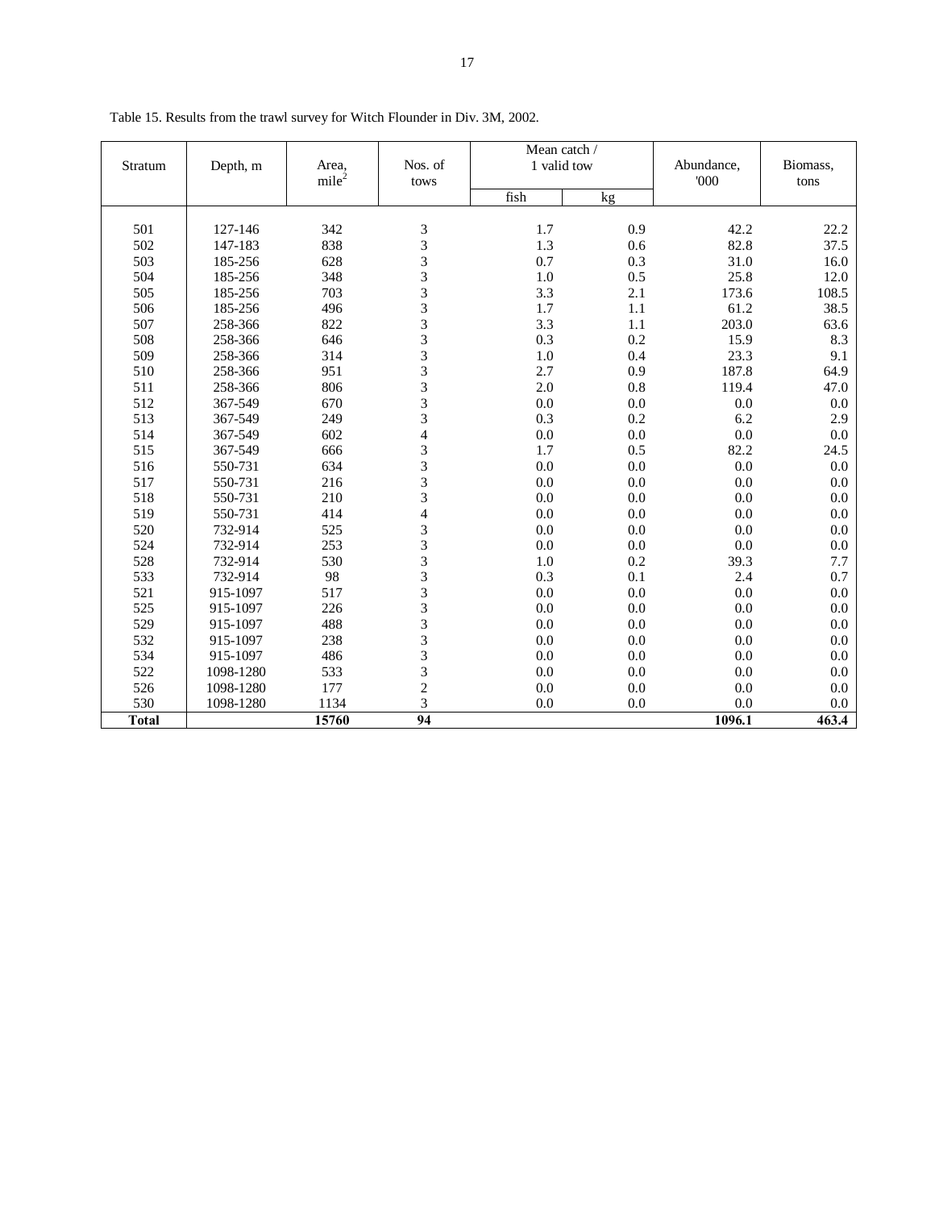Table 15. Results from the trawl survey for Witch Flounder in Div. 3M, 2002.

| Stratum | Depth, m | Area, $mile^2$ | Nos. of tows | Mean catch / 1 valid tow | | Abundance, '000 | Biomass, tons |
|---|---|---|---|---|---|---|---|
| | | | | fish | kg | | |
| 501 | 127-146 | 342 | 3 | 1.7 | 0.9 | 42.2 | 22.2 |
| 502 | 147-183 | 838 | 3 | 1.3 | 0.6 | 82.8 | 37.5 |
| 503 | 185-256 | 628 | 3 | 0.7 | 0.3 | 31.0 | 16.0 |
| 504 | 185-256 | 348 | 3 | 1.0 | 0.5 | 25.8 | 12.0 |
| 505 | 185-256 | 703 | 3 | 3.3 | 2.1 | 173.6 | 108.5 |
| 506 | 185-256 | 496 | 3 | 1.7 | 1.1 | 61.2 | 38.5 |
| 507 | 258-366 | 822 | 3 | 3.3 | 1.1 | 203.0 | 63.6 |
| 508 | 258-366 | 646 | 3 | 0.3 | 0.2 | 15.9 | 8.3 |
| 509 | 258-366 | 314 | 3 | 1.0 | 0.4 | 23.3 | 9.1 |
| 510 | 258-366 | 951 | 3 | 2.7 | 0.9 | 187.8 | 64.9 |
| 511 | 258-366 | 806 | 3 | 2.0 | 0.8 | 119.4 | 47.0 |
| 512 | 367-549 | 670 | 3 | 0.0 | 0.0 | 0.0 | 0.0 |
| 513 | 367-549 | 249 | 3 | 0.3 | 0.2 | 6.2 | 2.9 |
| 514 | 367-549 | 602 | 4 | 0.0 | 0.0 | 0.0 | 0.0 |
| 515 | 367-549 | 666 | 3 | 1.7 | 0.5 | 82.2 | 24.5 |
| 516 | 550-731 | 634 | 3 | 0.0 | 0.0 | 0.0 | 0.0 |
| 517 | 550-731 | 216 | 3 | 0.0 | 0.0 | 0.0 | 0.0 |
| 518 | 550-731 | 210 | 3 | 0.0 | 0.0 | 0.0 | 0.0 |
| 519 | 550-731 | 414 | 4 | 0.0 | 0.0 | 0.0 | 0.0 |
| 520 | 732-914 | 525 | 3 | 0.0 | 0.0 | 0.0 | 0.0 |
| 524 | 732-914 | 253 | 3 | 0.0 | 0.0 | 0.0 | 0.0 |
| 528 | 732-914 | 530 | 3 | 1.0 | 0.2 | 39.3 | 7.7 |
| 533 | 732-914 | 98 | 3 | 0.3 | 0.1 | 2.4 | 0.7 |
| 521 | 915-1097 | 517 | 3 | 0.0 | 0.0 | 0.0 | 0.0 |
| 525 | 915-1097 | 226 | 3 | 0.0 | 0.0 | 0.0 | 0.0 |
| 529 | 915-1097 | 488 | 3 | 0.0 | 0.0 | 0.0 | 0.0 |
| 532 | 915-1097 | 238 | 3 | 0.0 | 0.0 | 0.0 | 0.0 |
| 534 | 915-1097 | 486 | 3 | 0.0 | 0.0 | 0.0 | 0.0 |
| 522 | 1098-1280 | 533 | 3 | 0.0 | 0.0 | 0.0 | 0.0 |
| 526 | 1098-1280 | 177 | 2 | 0.0 | 0.0 | 0.0 | 0.0 |
| 530 | 1098-1280 | 1134 | 3 | 0.0 | 0.0 | 0.0 | 0.0 |
| **Total** | | **15760** | **94** | | | **1096.1** | **463.4** |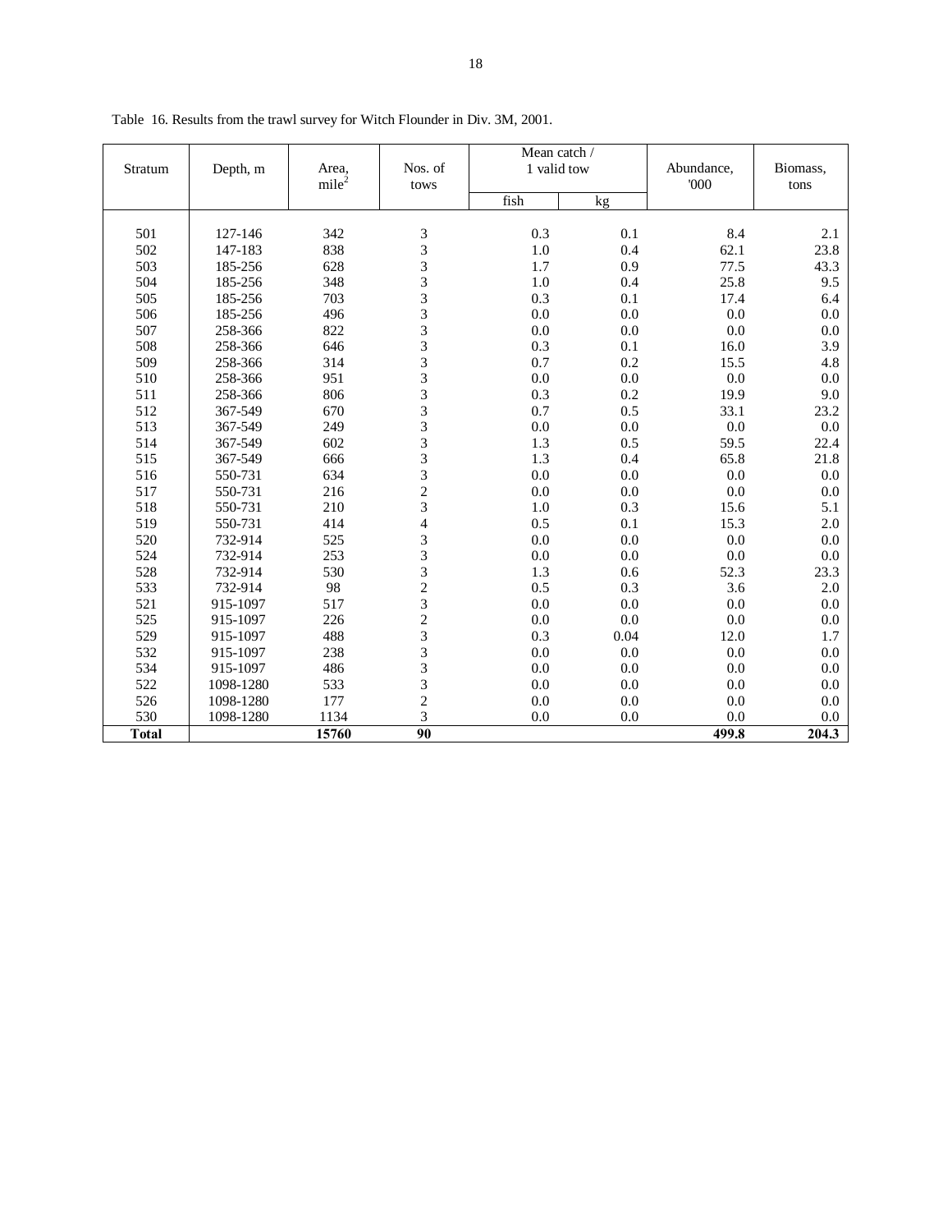Table 16. Results from the trawl survey for Witch Flounder in Div. 3M, 2001.

| Stratum | Depth, m | Area, $mile^2$ | Nos. of tows | Mean catch / 1 valid tow | | Abundance, '000 | Biomass, tons |
|---|---|---|---|---|---|---|---|
| | | | | fish | kg | | |
| 501 | 127-146 | 342 | 3 | 0.3 | 0.1 | 8.4 | 2.1 |
| 502 | 147-183 | 838 | 3 | 1.0 | 0.4 | 62.1 | 23.8 |
| 503 | 185-256 | 628 | 3 | 1.7 | 0.9 | 77.5 | 43.3 |
| 504 | 185-256 | 348 | 3 | 1.0 | 0.4 | 25.8 | 9.5 |
| 505 | 185-256 | 703 | 3 | 0.3 | 0.1 | 17.4 | 6.4 |
| 506 | 185-256 | 496 | 3 | 0.0 | 0.0 | 0.0 | 0.0 |
| 507 | 258-366 | 822 | 3 | 0.0 | 0.0 | 0.0 | 0.0 |
| 508 | 258-366 | 646 | 3 | 0.3 | 0.1 | 16.0 | 3.9 |
| 509 | 258-366 | 314 | 3 | 0.7 | 0.2 | 15.5 | 4.8 |
| 510 | 258-366 | 951 | 3 | 0.0 | 0.0 | 0.0 | 0.0 |
| 511 | 258-366 | 806 | 3 | 0.3 | 0.2 | 19.9 | 9.0 |
| 512 | 367-549 | 670 | 3 | 0.7 | 0.5 | 33.1 | 23.2 |
| 513 | 367-549 | 249 | 3 | 0.0 | 0.0 | 0.0 | 0.0 |
| 514 | 367-549 | 602 | 3 | 1.3 | 0.5 | 59.5 | 22.4 |
| 515 | 367-549 | 666 | 3 | 1.3 | 0.4 | 65.8 | 21.8 |
| 516 | 550-731 | 634 | 3 | 0.0 | 0.0 | 0.0 | 0.0 |
| 517 | 550-731 | 216 | 2 | 0.0 | 0.0 | 0.0 | 0.0 |
| 518 | 550-731 | 210 | 3 | 1.0 | 0.3 | 15.6 | 5.1 |
| 519 | 550-731 | 414 | 4 | 0.5 | 0.1 | 15.3 | 2.0 |
| 520 | 732-914 | 525 | 3 | 0.0 | 0.0 | 0.0 | 0.0 |
| 524 | 732-914 | 253 | 3 | 0.0 | 0.0 | 0.0 | 0.0 |
| 528 | 732-914 | 530 | 3 | 1.3 | 0.6 | 52.3 | 23.3 |
| 533 | 732-914 | 98 | 2 | 0.5 | 0.3 | 3.6 | 2.0 |
| 521 | 915-1097 | 517 | 3 | 0.0 | 0.0 | 0.0 | 0.0 |
| 525 | 915-1097 | 226 | 2 | 0.0 | 0.0 | 0.0 | 0.0 |
| 529 | 915-1097 | 488 | 3 | 0.3 | 0.04 | 12.0 | 1.7 |
| 532 | 915-1097 | 238 | 3 | 0.0 | 0.0 | 0.0 | 0.0 |
| 534 | 915-1097 | 486 | 3 | 0.0 | 0.0 | 0.0 | 0.0 |
| 522 | 1098-1280 | 533 | 3 | 0.0 | 0.0 | 0.0 | 0.0 |
| 526 | 1098-1280 | 177 | 2 | 0.0 | 0.0 | 0.0 | 0.0 |
| 530 | 1098-1280 | 1134 | 3 | 0.0 | 0.0 | 0.0 | 0.0 |
| **Total** | | **15760** | **90** | | | **499.8** | **204.3** |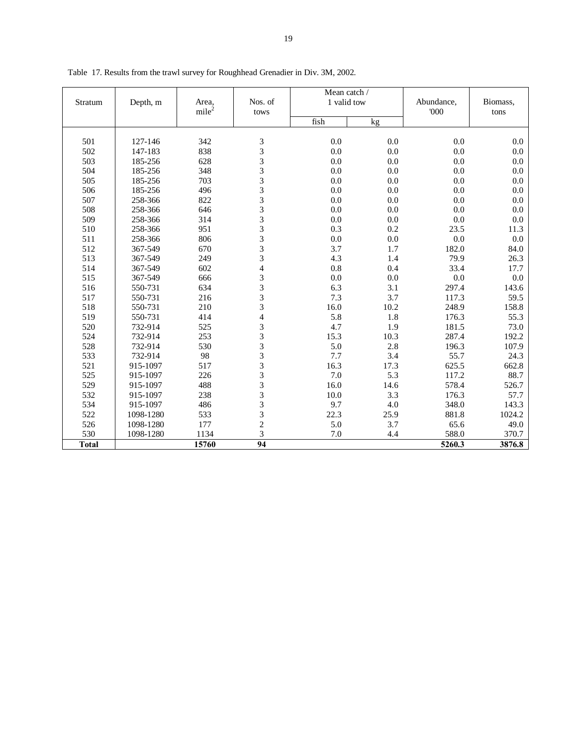Table 17. Results from the trawl survey for Roughhead Grenadier in Div. 3M, 2002.

| Stratum | Depth, m | Area, mile$^2$ | Nos. of tows | Mean catch / 1 valid tow | | Abundance, '000 | Biomass, tons |
|---|---|---|---|---|---|---|---|
| | | | | fish | kg | | |
| 501 | 127-146 | 342 | 3 | 0.0 | 0.0 | 0.0 | 0.0 |
| 502 | 147-183 | 838 | 3 | 0.0 | 0.0 | 0.0 | 0.0 |
| 503 | 185-256 | 628 | 3 | 0.0 | 0.0 | 0.0 | 0.0 |
| 504 | 185-256 | 348 | 3 | 0.0 | 0.0 | 0.0 | 0.0 |
| 505 | 185-256 | 703 | 3 | 0.0 | 0.0 | 0.0 | 0.0 |
| 506 | 185-256 | 496 | 3 | 0.0 | 0.0 | 0.0 | 0.0 |
| 507 | 258-366 | 822 | 3 | 0.0 | 0.0 | 0.0 | 0.0 |
| 508 | 258-366 | 646 | 3 | 0.0 | 0.0 | 0.0 | 0.0 |
| 509 | 258-366 | 314 | 3 | 0.0 | 0.0 | 0.0 | 0.0 |
| 510 | 258-366 | 951 | 3 | 0.3 | 0.2 | 23.5 | 11.3 |
| 511 | 258-366 | 806 | 3 | 0.0 | 0.0 | 0.0 | 0.0 |
| 512 | 367-549 | 670 | 3 | 3.7 | 1.7 | 182.0 | 84.0 |
| 513 | 367-549 | 249 | 3 | 4.3 | 1.4 | 79.9 | 26.3 |
| 514 | 367-549 | 602 | 4 | 0.8 | 0.4 | 33.4 | 17.7 |
| 515 | 367-549 | 666 | 3 | 0.0 | 0.0 | 0.0 | 0.0 |
| 516 | 550-731 | 634 | 3 | 6.3 | 3.1 | 297.4 | 143.6 |
| 517 | 550-731 | 216 | 3 | 7.3 | 3.7 | 117.3 | 59.5 |
| 518 | 550-731 | 210 | 3 | 16.0 | 10.2 | 248.9 | 158.8 |
| 519 | 550-731 | 414 | 4 | 5.8 | 1.8 | 176.3 | 55.3 |
| 520 | 732-914 | 525 | 3 | 4.7 | 1.9 | 181.5 | 73.0 |
| 524 | 732-914 | 253 | 3 | 15.3 | 10.3 | 287.4 | 192.2 |
| 528 | 732-914 | 530 | 3 | 5.0 | 2.8 | 196.3 | 107.9 |
| 533 | 732-914 | 98 | 3 | 7.7 | 3.4 | 55.7 | 24.3 |
| 521 | 915-1097 | 517 | 3 | 16.3 | 17.3 | 625.5 | 662.8 |
| 525 | 915-1097 | 226 | 3 | 7.0 | 5.3 | 117.2 | 88.7 |
| 529 | 915-1097 | 488 | 3 | 16.0 | 14.6 | 578.4 | 526.7 |
| 532 | 915-1097 | 238 | 3 | 10.0 | 3.3 | 176.3 | 57.7 |
| 534 | 915-1097 | 486 | 3 | 9.7 | 4.0 | 348.0 | 143.3 |
| 522 | 1098-1280 | 533 | 3 | 22.3 | 25.9 | 881.8 | 1024.2 |
| 526 | 1098-1280 | 177 | 2 | 5.0 | 3.7 | 65.6 | 49.0 |
| 530 | 1098-1280 | 1134 | 3 | 7.0 | 4.4 | 588.0 | 370.7 |
| **Total** | | **15760** | **94** | | | **5260.3** | **3876.8** |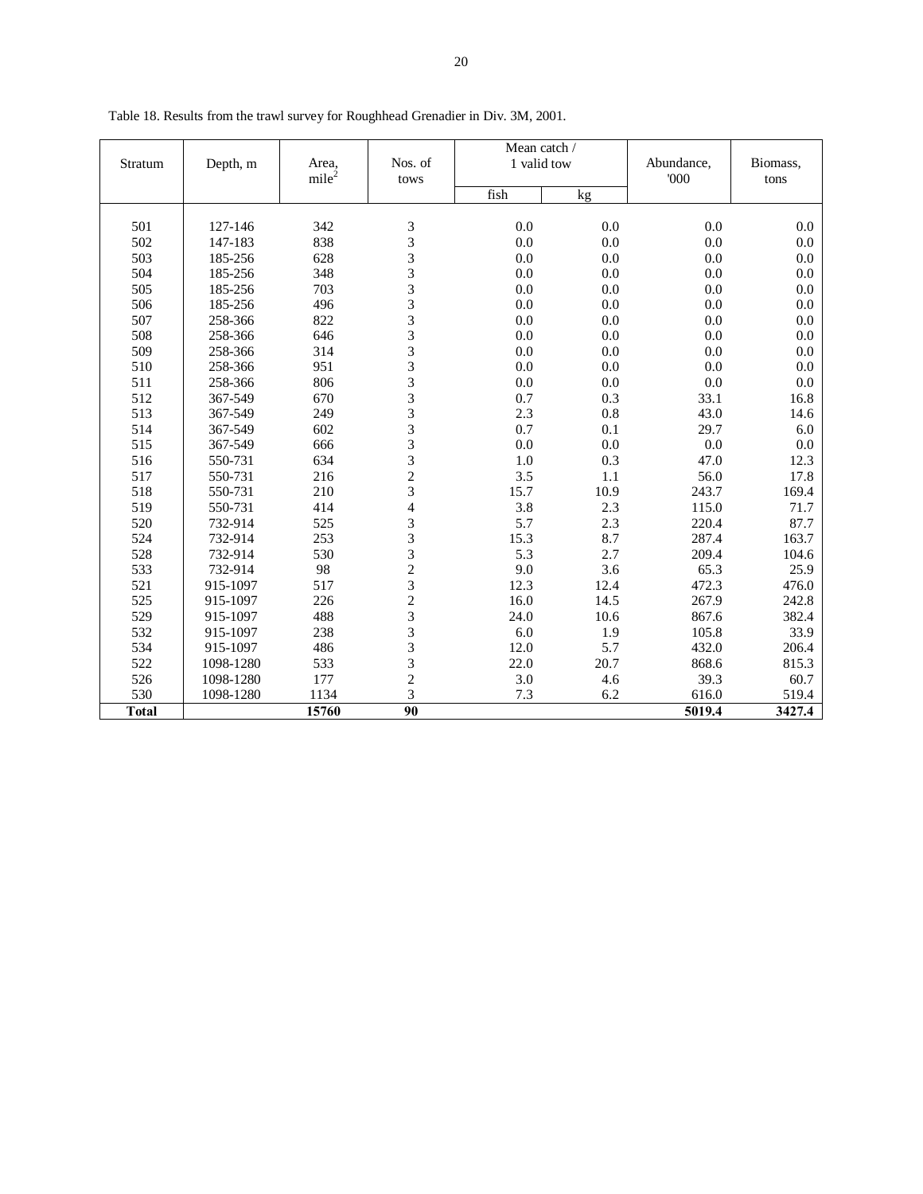Table 18. Results from the trawl survey for Roughhead Grenadier in Div. 3M, 2001.

| Stratum | Depth, m | Area, mile$^2$ | Nos. of tows | Mean catch / 1 valid tow | | Abundance, '000 | Biomass, tons |
|---|---|---|---|---|---|---|---|
| | | | | fish | kg | | |
| 501 | 127-146 | 342 | 3 | 0.0 | 0.0 | 0.0 | 0.0 |
| 502 | 147-183 | 838 | 3 | 0.0 | 0.0 | 0.0 | 0.0 |
| 503 | 185-256 | 628 | 3 | 0.0 | 0.0 | 0.0 | 0.0 |
| 504 | 185-256 | 348 | 3 | 0.0 | 0.0 | 0.0 | 0.0 |
| 505 | 185-256 | 703 | 3 | 0.0 | 0.0 | 0.0 | 0.0 |
| 506 | 185-256 | 496 | 3 | 0.0 | 0.0 | 0.0 | 0.0 |
| 507 | 258-366 | 822 | 3 | 0.0 | 0.0 | 0.0 | 0.0 |
| 508 | 258-366 | 646 | 3 | 0.0 | 0.0 | 0.0 | 0.0 |
| 509 | 258-366 | 314 | 3 | 0.0 | 0.0 | 0.0 | 0.0 |
| 510 | 258-366 | 951 | 3 | 0.0 | 0.0 | 0.0 | 0.0 |
| 511 | 258-366 | 806 | 3 | 0.0 | 0.0 | 0.0 | 0.0 |
| 512 | 367-549 | 670 | 3 | 0.7 | 0.3 | 33.1 | 16.8 |
| 513 | 367-549 | 249 | 3 | 2.3 | 0.8 | 43.0 | 14.6 |
| 514 | 367-549 | 602 | 3 | 0.7 | 0.1 | 29.7 | 6.0 |
| 515 | 367-549 | 666 | 3 | 0.0 | 0.0 | 0.0 | 0.0 |
| 516 | 550-731 | 634 | 3 | 1.0 | 0.3 | 47.0 | 12.3 |
| 517 | 550-731 | 216 | 2 | 3.5 | 1.1 | 56.0 | 17.8 |
| 518 | 550-731 | 210 | 3 | 15.7 | 10.9 | 243.7 | 169.4 |
| 519 | 550-731 | 414 | 4 | 3.8 | 2.3 | 115.0 | 71.7 |
| 520 | 732-914 | 525 | 3 | 5.7 | 2.3 | 220.4 | 87.7 |
| 524 | 732-914 | 253 | 3 | 15.3 | 8.7 | 287.4 | 163.7 |
| 528 | 732-914 | 530 | 3 | 5.3 | 2.7 | 209.4 | 104.6 |
| 533 | 732-914 | 98 | 2 | 9.0 | 3.6 | 65.3 | 25.9 |
| 521 | 915-1097 | 517 | 3 | 12.3 | 12.4 | 472.3 | 476.0 |
| 525 | 915-1097 | 226 | 2 | 16.0 | 14.5 | 267.9 | 242.8 |
| 529 | 915-1097 | 488 | 3 | 24.0 | 10.6 | 867.6 | 382.4 |
| 532 | 915-1097 | 238 | 3 | 6.0 | 1.9 | 105.8 | 33.9 |
| 534 | 915-1097 | 486 | 3 | 12.0 | 5.7 | 432.0 | 206.4 |
| 522 | 1098-1280 | 533 | 3 | 22.0 | 20.7 | 868.6 | 815.3 |
| 526 | 1098-1280 | 177 | 2 | 3.0 | 4.6 | 39.3 | 60.7 |
| 530 | 1098-1280 | 1134 | 3 | 7.3 | 6.2 | 616.0 | 519.4 |
| **Total** | | **15760** | **90** | | | **5019.4** | **3427.4** |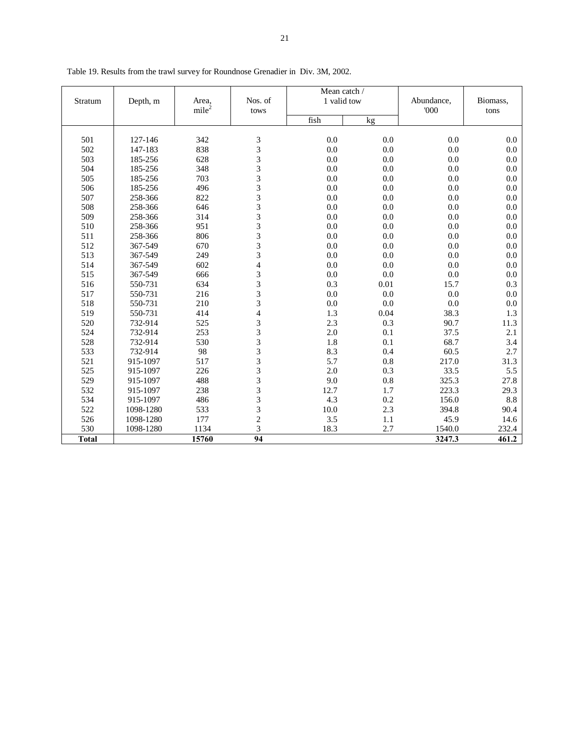Table 19. Results from the trawl survey for Roundnose Grenadier in Div. 3M, 2002.

| Stratum | Depth, m | Area, $mile^2$ | Nos. of tows | Mean catch / 1 valid tow | | Abundance, '000 | Biomass, tons |
|---|---|---|---|---|---|---|---|
| | | | | fish | kg | | |
| 501 | 127-146 | 342 | 3 | 0.0 | 0.0 | 0.0 | 0.0 |
| 502 | 147-183 | 838 | 3 | 0.0 | 0.0 | 0.0 | 0.0 |
| 503 | 185-256 | 628 | 3 | 0.0 | 0.0 | 0.0 | 0.0 |
| 504 | 185-256 | 348 | 3 | 0.0 | 0.0 | 0.0 | 0.0 |
| 505 | 185-256 | 703 | 3 | 0.0 | 0.0 | 0.0 | 0.0 |
| 506 | 185-256 | 496 | 3 | 0.0 | 0.0 | 0.0 | 0.0 |
| 507 | 258-366 | 822 | 3 | 0.0 | 0.0 | 0.0 | 0.0 |
| 508 | 258-366 | 646 | 3 | 0.0 | 0.0 | 0.0 | 0.0 |
| 509 | 258-366 | 314 | 3 | 0.0 | 0.0 | 0.0 | 0.0 |
| 510 | 258-366 | 951 | 3 | 0.0 | 0.0 | 0.0 | 0.0 |
| 511 | 258-366 | 806 | 3 | 0.0 | 0.0 | 0.0 | 0.0 |
| 512 | 367-549 | 670 | 3 | 0.0 | 0.0 | 0.0 | 0.0 |
| 513 | 367-549 | 249 | 3 | 0.0 | 0.0 | 0.0 | 0.0 |
| 514 | 367-549 | 602 | 4 | 0.0 | 0.0 | 0.0 | 0.0 |
| 515 | 367-549 | 666 | 3 | 0.0 | 0.0 | 0.0 | 0.0 |
| 516 | 550-731 | 634 | 3 | 0.3 | 0.01 | 15.7 | 0.3 |
| 517 | 550-731 | 216 | 3 | 0.0 | 0.0 | 0.0 | 0.0 |
| 518 | 550-731 | 210 | 3 | 0.0 | 0.0 | 0.0 | 0.0 |
| 519 | 550-731 | 414 | 4 | 1.3 | 0.04 | 38.3 | 1.3 |
| 520 | 732-914 | 525 | 3 | 2.3 | 0.3 | 90.7 | 11.3 |
| 524 | 732-914 | 253 | 3 | 2.0 | 0.1 | 37.5 | 2.1 |
| 528 | 732-914 | 530 | 3 | 1.8 | 0.1 | 68.7 | 3.4 |
| 533 | 732-914 | 98 | 3 | 8.3 | 0.4 | 60.5 | 2.7 |
| 521 | 915-1097 | 517 | 3 | 5.7 | 0.8 | 217.0 | 31.3 |
| 525 | 915-1097 | 226 | 3 | 2.0 | 0.3 | 33.5 | 5.5 |
| 529 | 915-1097 | 488 | 3 | 9.0 | 0.8 | 325.3 | 27.8 |
| 532 | 915-1097 | 238 | 3 | 12.7 | 1.7 | 223.3 | 29.3 |
| 534 | 915-1097 | 486 | 3 | 4.3 | 0.2 | 156.0 | 8.8 |
| 522 | 1098-1280 | 533 | 3 | 10.0 | 2.3 | 394.8 | 90.4 |
| 526 | 1098-1280 | 177 | 2 | 3.5 | 1.1 | 45.9 | 14.6 |
| 530 | 1098-1280 | 1134 | 3 | 18.3 | 2.7 | 1540.0 | 232.4 |
| **Total** | | **15760** | **94** | | | **3247.3** | **461.2** |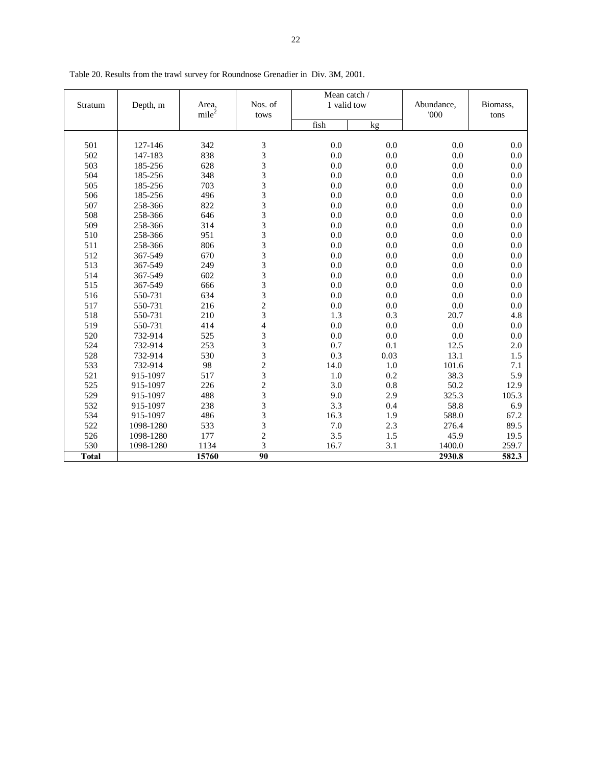Table 20. Results from the trawl survey for Roundnose Grenadier in Div. 3M, 2001.

| Stratum | Depth, m | Area, mile$^2$ | Nos. of tows | Mean catch / 1 valid tow | | Abundance, '000 | Biomass, tons |
|---|---|---|---|---|---|---|---|
| | | | | fish | kg | | |
| 501 | 127-146 | 342 | 3 | 0.0 | 0.0 | 0.0 | 0.0 |
| 502 | 147-183 | 838 | 3 | 0.0 | 0.0 | 0.0 | 0.0 |
| 503 | 185-256 | 628 | 3 | 0.0 | 0.0 | 0.0 | 0.0 |
| 504 | 185-256 | 348 | 3 | 0.0 | 0.0 | 0.0 | 0.0 |
| 505 | 185-256 | 703 | 3 | 0.0 | 0.0 | 0.0 | 0.0 |
| 506 | 185-256 | 496 | 3 | 0.0 | 0.0 | 0.0 | 0.0 |
| 507 | 258-366 | 822 | 3 | 0.0 | 0.0 | 0.0 | 0.0 |
| 508 | 258-366 | 646 | 3 | 0.0 | 0.0 | 0.0 | 0.0 |
| 509 | 258-366 | 314 | 3 | 0.0 | 0.0 | 0.0 | 0.0 |
| 510 | 258-366 | 951 | 3 | 0.0 | 0.0 | 0.0 | 0.0 |
| 511 | 258-366 | 806 | 3 | 0.0 | 0.0 | 0.0 | 0.0 |
| 512 | 367-549 | 670 | 3 | 0.0 | 0.0 | 0.0 | 0.0 |
| 513 | 367-549 | 249 | 3 | 0.0 | 0.0 | 0.0 | 0.0 |
| 514 | 367-549 | 602 | 3 | 0.0 | 0.0 | 0.0 | 0.0 |
| 515 | 367-549 | 666 | 3 | 0.0 | 0.0 | 0.0 | 0.0 |
| 516 | 550-731 | 634 | 3 | 0.0 | 0.0 | 0.0 | 0.0 |
| 517 | 550-731 | 216 | 2 | 0.0 | 0.0 | 0.0 | 0.0 |
| 518 | 550-731 | 210 | 3 | 1.3 | 0.3 | 20.7 | 4.8 |
| 519 | 550-731 | 414 | 4 | 0.0 | 0.0 | 0.0 | 0.0 |
| 520 | 732-914 | 525 | 3 | 0.0 | 0.0 | 0.0 | 0.0 |
| 524 | 732-914 | 253 | 3 | 0.7 | 0.1 | 12.5 | 2.0 |
| 528 | 732-914 | 530 | 3 | 0.3 | 0.03 | 13.1 | 1.5 |
| 533 | 732-914 | 98 | 2 | 14.0 | 1.0 | 101.6 | 7.1 |
| 521 | 915-1097 | 517 | 3 | 1.0 | 0.2 | 38.3 | 5.9 |
| 525 | 915-1097 | 226 | 2 | 3.0 | 0.8 | 50.2 | 12.9 |
| 529 | 915-1097 | 488 | 3 | 9.0 | 2.9 | 325.3 | 105.3 |
| 532 | 915-1097 | 238 | 3 | 3.3 | 0.4 | 58.8 | 6.9 |
| 534 | 915-1097 | 486 | 3 | 16.3 | 1.9 | 588.0 | 67.2 |
| 522 | 1098-1280 | 533 | 3 | 7.0 | 2.3 | 276.4 | 89.5 |
| 526 | 1098-1280 | 177 | 2 | 3.5 | 1.5 | 45.9 | 19.5 |
| 530 | 1098-1280 | 1134 | 3 | 16.7 | 3.1 | 1400.0 | 259.7 |
| **Total** | | **15760** | **90** | | | **2930.8** | **582.3** |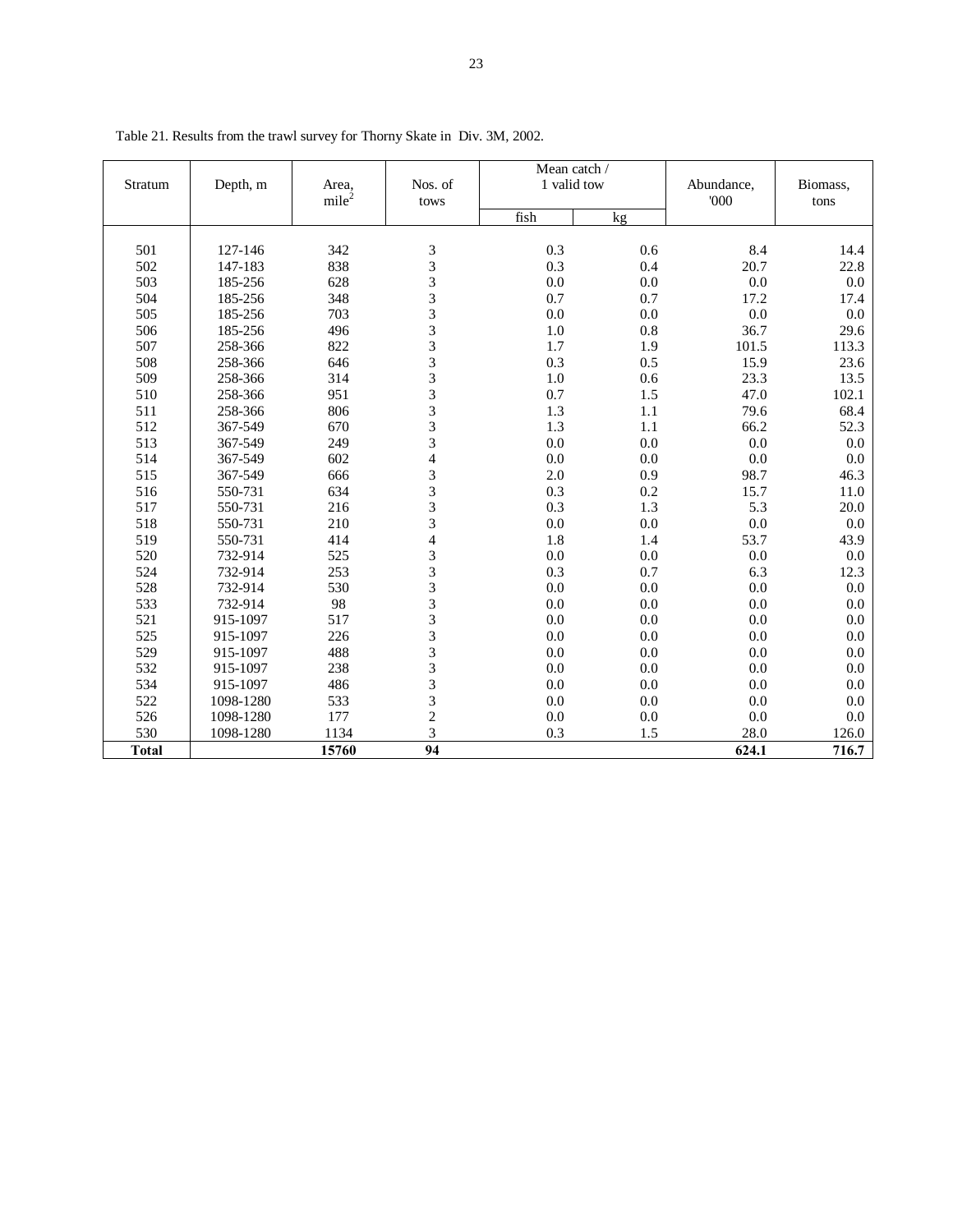Table 21. Results from the trawl survey for Thorny Skate in Div. 3M, 2002.

| Stratum | Depth, m | Area, mile$^2$ | Nos. of tows | Mean catch / 1 valid tow | | Abundance, '000 | Biomass, tons |
|---|---|---|---|---|---|---|---|
| | | | | fish | kg | | |
| 501 | 127-146 | 342 | 3 | 0.3 | 0.6 | 8.4 | 14.4 |
| 502 | 147-183 | 838 | 3 | 0.3 | 0.4 | 20.7 | 22.8 |
| 503 | 185-256 | 628 | 3 | 0.0 | 0.0 | 0.0 | 0.0 |
| 504 | 185-256 | 348 | 3 | 0.7 | 0.7 | 17.2 | 17.4 |
| 505 | 185-256 | 703 | 3 | 0.0 | 0.0 | 0.0 | 0.0 |
| 506 | 185-256 | 496 | 3 | 1.0 | 0.8 | 36.7 | 29.6 |
| 507 | 258-366 | 822 | 3 | 1.7 | 1.9 | 101.5 | 113.3 |
| 508 | 258-366 | 646 | 3 | 0.3 | 0.5 | 15.9 | 23.6 |
| 509 | 258-366 | 314 | 3 | 1.0 | 0.6 | 23.3 | 13.5 |
| 510 | 258-366 | 951 | 3 | 0.7 | 1.5 | 47.0 | 102.1 |
| 511 | 258-366 | 806 | 3 | 1.3 | 1.1 | 79.6 | 68.4 |
| 512 | 367-549 | 670 | 3 | 1.3 | 1.1 | 66.2 | 52.3 |
| 513 | 367-549 | 249 | 3 | 0.0 | 0.0 | 0.0 | 0.0 |
| 514 | 367-549 | 602 | 4 | 0.0 | 0.0 | 0.0 | 0.0 |
| 515 | 367-549 | 666 | 3 | 2.0 | 0.9 | 98.7 | 46.3 |
| 516 | 550-731 | 634 | 3 | 0.3 | 0.2 | 15.7 | 11.0 |
| 517 | 550-731 | 216 | 3 | 0.3 | 1.3 | 5.3 | 20.0 |
| 518 | 550-731 | 210 | 3 | 0.0 | 0.0 | 0.0 | 0.0 |
| 519 | 550-731 | 414 | 4 | 1.8 | 1.4 | 53.7 | 43.9 |
| 520 | 732-914 | 525 | 3 | 0.0 | 0.0 | 0.0 | 0.0 |
| 524 | 732-914 | 253 | 3 | 0.3 | 0.7 | 6.3 | 12.3 |
| 528 | 732-914 | 530 | 3 | 0.0 | 0.0 | 0.0 | 0.0 |
| 533 | 732-914 | 98 | 3 | 0.0 | 0.0 | 0.0 | 0.0 |
| 521 | 915-1097 | 517 | 3 | 0.0 | 0.0 | 0.0 | 0.0 |
| 525 | 915-1097 | 226 | 3 | 0.0 | 0.0 | 0.0 | 0.0 |
| 529 | 915-1097 | 488 | 3 | 0.0 | 0.0 | 0.0 | 0.0 |
| 532 | 915-1097 | 238 | 3 | 0.0 | 0.0 | 0.0 | 0.0 |
| 534 | 915-1097 | 486 | 3 | 0.0 | 0.0 | 0.0 | 0.0 |
| 522 | 1098-1280 | 533 | 3 | 0.0 | 0.0 | 0.0 | 0.0 |
| 526 | 1098-1280 | 177 | 2 | 0.0 | 0.0 | 0.0 | 0.0 |
| 530 | 1098-1280 | 1134 | 3 | 0.3 | 1.5 | 28.0 | 126.0 |
| **Total** | | **15760** | **94** | | | **624.1** | **716.7** |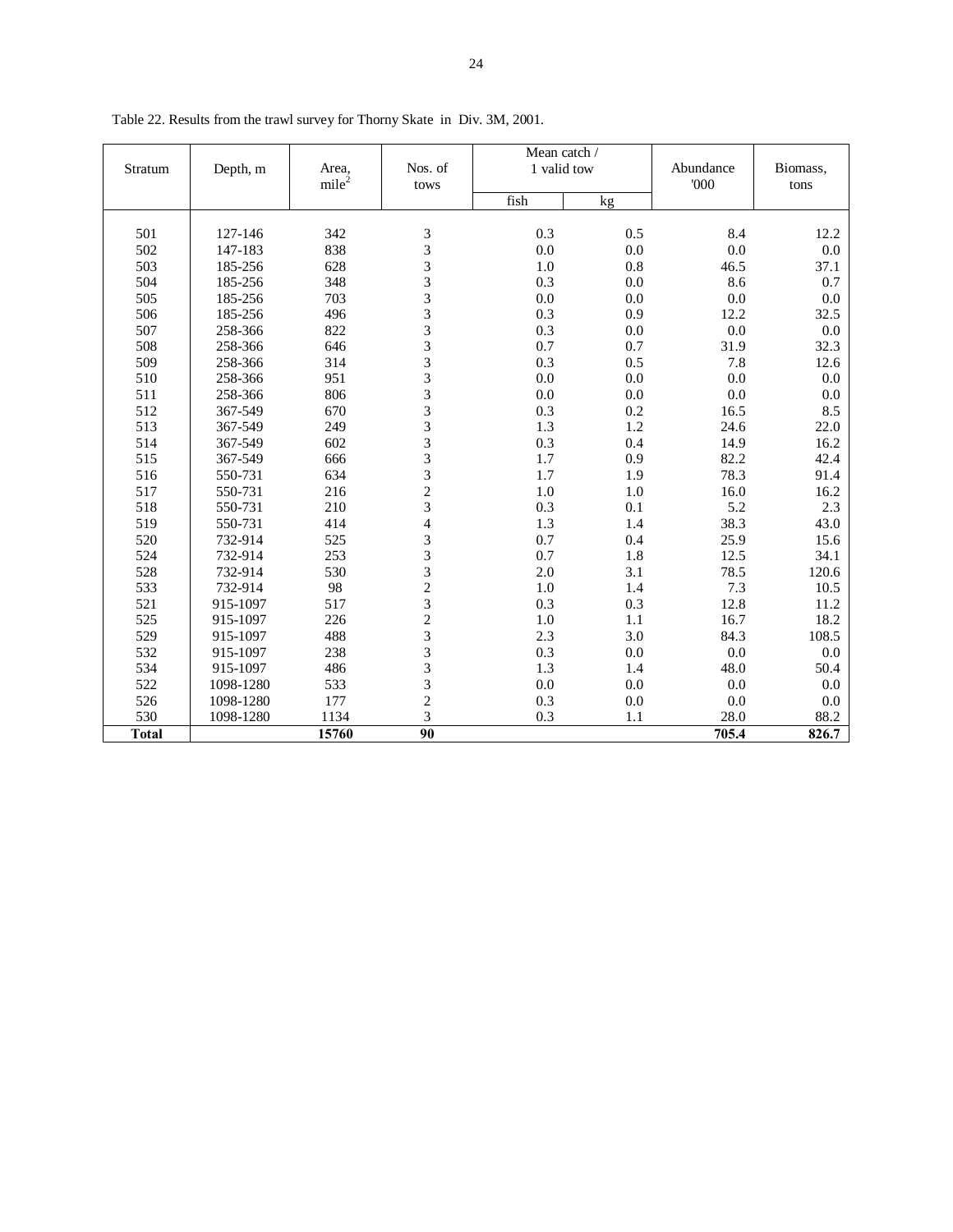Table 22. Results from the trawl survey for Thorny Skate in Div. 3M, 2001.

| Stratum | Depth, m | Area, mile$^2$ | Nos. of tows | Mean catch / 1 valid tow | | Abundance '000 | Biomass, tons |
|---|---|---|---|---|---|---|---|
| | | | | fish | kg | | |
| 501 | 127-146 | 342 | 3 | 0.3 | 0.5 | 8.4 | 12.2 |
| 502 | 147-183 | 838 | 3 | 0.0 | 0.0 | 0.0 | 0.0 |
| 503 | 185-256 | 628 | 3 | 1.0 | 0.8 | 46.5 | 37.1 |
| 504 | 185-256 | 348 | 3 | 0.3 | 0.0 | 8.6 | 0.7 |
| 505 | 185-256 | 703 | 3 | 0.0 | 0.0 | 0.0 | 0.0 |
| 506 | 185-256 | 496 | 3 | 0.3 | 0.9 | 12.2 | 32.5 |
| 507 | 258-366 | 822 | 3 | 0.3 | 0.0 | 0.0 | 0.0 |
| 508 | 258-366 | 646 | 3 | 0.7 | 0.7 | 31.9 | 32.3 |
| 509 | 258-366 | 314 | 3 | 0.3 | 0.5 | 7.8 | 12.6 |
| 510 | 258-366 | 951 | 3 | 0.0 | 0.0 | 0.0 | 0.0 |
| 511 | 258-366 | 806 | 3 | 0.0 | 0.0 | 0.0 | 0.0 |
| 512 | 367-549 | 670 | 3 | 0.3 | 0.2 | 16.5 | 8.5 |
| 513 | 367-549 | 249 | 3 | 1.3 | 1.2 | 24.6 | 22.0 |
| 514 | 367-549 | 602 | 3 | 0.3 | 0.4 | 14.9 | 16.2 |
| 515 | 367-549 | 666 | 3 | 1.7 | 0.9 | 82.2 | 42.4 |
| 516 | 550-731 | 634 | 3 | 1.7 | 1.9 | 78.3 | 91.4 |
| 517 | 550-731 | 216 | 2 | 1.0 | 1.0 | 16.0 | 16.2 |
| 518 | 550-731 | 210 | 3 | 0.3 | 0.1 | 5.2 | 2.3 |
| 519 | 550-731 | 414 | 4 | 1.3 | 1.4 | 38.3 | 43.0 |
| 520 | 732-914 | 525 | 3 | 0.7 | 0.4 | 25.9 | 15.6 |
| 524 | 732-914 | 253 | 3 | 0.7 | 1.8 | 12.5 | 34.1 |
| 528 | 732-914 | 530 | 3 | 2.0 | 3.1 | 78.5 | 120.6 |
| 533 | 732-914 | 98 | 2 | 1.0 | 1.4 | 7.3 | 10.5 |
| 521 | 915-1097 | 517 | 3 | 0.3 | 0.3 | 12.8 | 11.2 |
| 525 | 915-1097 | 226 | 2 | 1.0 | 1.1 | 16.7 | 18.2 |
| 529 | 915-1097 | 488 | 3 | 2.3 | 3.0 | 84.3 | 108.5 |
| 532 | 915-1097 | 238 | 3 | 0.3 | 0.0 | 0.0 | 0.0 |
| 534 | 915-1097 | 486 | 3 | 1.3 | 1.4 | 48.0 | 50.4 |
| 522 | 1098-1280 | 533 | 3 | 0.0 | 0.0 | 0.0 | 0.0 |
| 526 | 1098-1280 | 177 | 2 | 0.3 | 0.0 | 0.0 | 0.0 |
| 530 | 1098-1280 | 1134 | 3 | 0.3 | 1.1 | 28.0 | 88.2 |
| **Total** | | **15760** | **90** | | | **705.4** | **826.7** |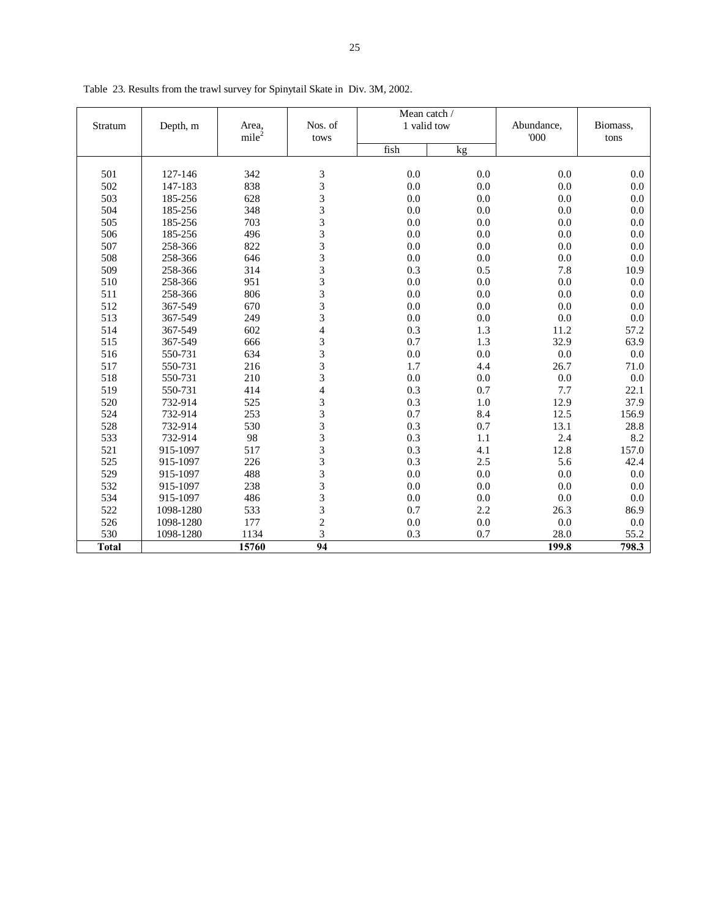Table 23. Results from the trawl survey for Spinytail Skate in Div. 3M, 2002.

| Stratum | Depth, m | Area, mile$^2$ | Nos. of tows | Mean catch / 1 valid tow | | Abundance, '000 | Biomass, tons |
|---|---|---|---|---|---|---|---|
| | | | | fish | kg | | |
| 501 | 127-146 | 342 | 3 | 0.0 | 0.0 | 0.0 | 0.0 |
| 502 | 147-183 | 838 | 3 | 0.0 | 0.0 | 0.0 | 0.0 |
| 503 | 185-256 | 628 | 3 | 0.0 | 0.0 | 0.0 | 0.0 |
| 504 | 185-256 | 348 | 3 | 0.0 | 0.0 | 0.0 | 0.0 |
| 505 | 185-256 | 703 | 3 | 0.0 | 0.0 | 0.0 | 0.0 |
| 506 | 185-256 | 496 | 3 | 0.0 | 0.0 | 0.0 | 0.0 |
| 507 | 258-366 | 822 | 3 | 0.0 | 0.0 | 0.0 | 0.0 |
| 508 | 258-366 | 646 | 3 | 0.0 | 0.0 | 0.0 | 0.0 |
| 509 | 258-366 | 314 | 3 | 0.3 | 0.5 | 7.8 | 10.9 |
| 510 | 258-366 | 951 | 3 | 0.0 | 0.0 | 0.0 | 0.0 |
| 511 | 258-366 | 806 | 3 | 0.0 | 0.0 | 0.0 | 0.0 |
| 512 | 367-549 | 670 | 3 | 0.0 | 0.0 | 0.0 | 0.0 |
| 513 | 367-549 | 249 | 3 | 0.0 | 0.0 | 0.0 | 0.0 |
| 514 | 367-549 | 602 | 4 | 0.3 | 1.3 | 11.2 | 57.2 |
| 515 | 367-549 | 666 | 3 | 0.7 | 1.3 | 32.9 | 63.9 |
| 516 | 550-731 | 634 | 3 | 0.0 | 0.0 | 0.0 | 0.0 |
| 517 | 550-731 | 216 | 3 | 1.7 | 4.4 | 26.7 | 71.0 |
| 518 | 550-731 | 210 | 3 | 0.0 | 0.0 | 0.0 | 0.0 |
| 519 | 550-731 | 414 | 4 | 0.3 | 0.7 | 7.7 | 22.1 |
| 520 | 732-914 | 525 | 3 | 0.3 | 1.0 | 12.9 | 37.9 |
| 524 | 732-914 | 253 | 3 | 0.7 | 8.4 | 12.5 | 156.9 |
| 528 | 732-914 | 530 | 3 | 0.3 | 0.7 | 13.1 | 28.8 |
| 533 | 732-914 | 98 | 3 | 0.3 | 1.1 | 2.4 | 8.2 |
| 521 | 915-1097 | 517 | 3 | 0.3 | 4.1 | 12.8 | 157.0 |
| 525 | 915-1097 | 226 | 3 | 0.3 | 2.5 | 5.6 | 42.4 |
| 529 | 915-1097 | 488 | 3 | 0.0 | 0.0 | 0.0 | 0.0 |
| 532 | 915-1097 | 238 | 3 | 0.0 | 0.0 | 0.0 | 0.0 |
| 534 | 915-1097 | 486 | 3 | 0.0 | 0.0 | 0.0 | 0.0 |
| 522 | 1098-1280 | 533 | 3 | 0.7 | 2.2 | 26.3 | 86.9 |
| 526 | 1098-1280 | 177 | 2 | 0.0 | 0.0 | 0.0 | 0.0 |
| 530 | 1098-1280 | 1134 | 3 | 0.3 | 0.7 | 28.0 | 55.2 |
| **Total** | | **15760** | **94** | | | **199.8** | **798.3** |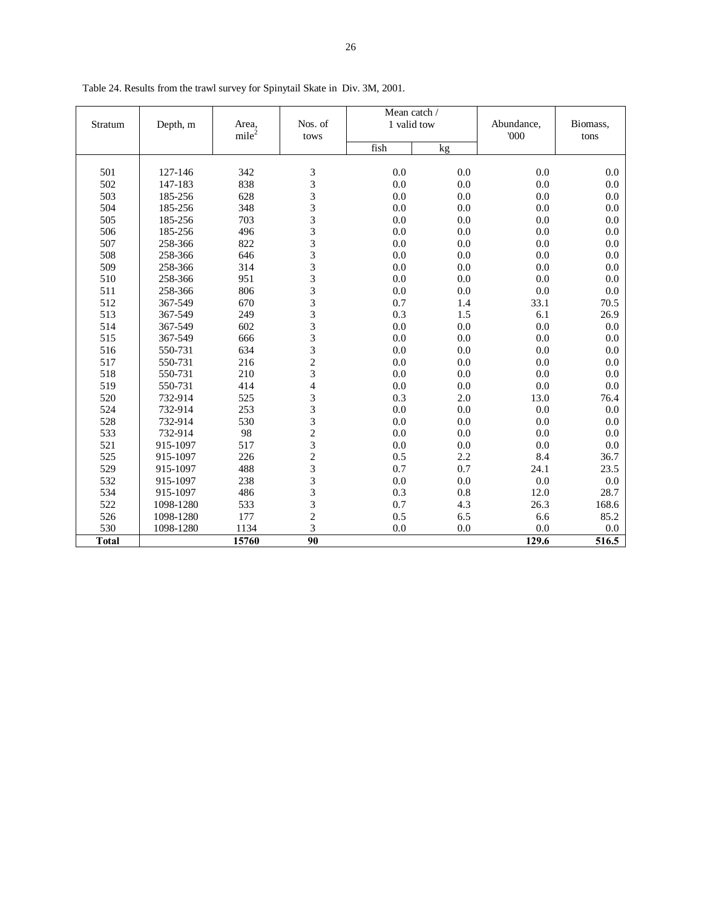Table 24. Results from the trawl survey for Spinytail Skate in Div. 3M, 2001.

| Stratum | Depth, m | Area, mile$^2$ | Nos. of tows | Mean catch / 1 valid tow | | Abundance, '000 | Biomass, tons |
|---|---|---|---|---|---|---|---|
| | | | | fish | kg | | |
| 501 | 127-146 | 342 | 3 | 0.0 | 0.0 | 0.0 | 0.0 |
| 502 | 147-183 | 838 | 3 | 0.0 | 0.0 | 0.0 | 0.0 |
| 503 | 185-256 | 628 | 3 | 0.0 | 0.0 | 0.0 | 0.0 |
| 504 | 185-256 | 348 | 3 | 0.0 | 0.0 | 0.0 | 0.0 |
| 505 | 185-256 | 703 | 3 | 0.0 | 0.0 | 0.0 | 0.0 |
| 506 | 185-256 | 496 | 3 | 0.0 | 0.0 | 0.0 | 0.0 |
| 507 | 258-366 | 822 | 3 | 0.0 | 0.0 | 0.0 | 0.0 |
| 508 | 258-366 | 646 | 3 | 0.0 | 0.0 | 0.0 | 0.0 |
| 509 | 258-366 | 314 | 3 | 0.0 | 0.0 | 0.0 | 0.0 |
| 510 | 258-366 | 951 | 3 | 0.0 | 0.0 | 0.0 | 0.0 |
| 511 | 258-366 | 806 | 3 | 0.0 | 0.0 | 0.0 | 0.0 |
| 512 | 367-549 | 670 | 3 | 0.7 | 1.4 | 33.1 | 70.5 |
| 513 | 367-549 | 249 | 3 | 0.3 | 1.5 | 6.1 | 26.9 |
| 514 | 367-549 | 602 | 3 | 0.0 | 0.0 | 0.0 | 0.0 |
| 515 | 367-549 | 666 | 3 | 0.0 | 0.0 | 0.0 | 0.0 |
| 516 | 550-731 | 634 | 3 | 0.0 | 0.0 | 0.0 | 0.0 |
| 517 | 550-731 | 216 | 2 | 0.0 | 0.0 | 0.0 | 0.0 |
| 518 | 550-731 | 210 | 3 | 0.0 | 0.0 | 0.0 | 0.0 |
| 519 | 550-731 | 414 | 4 | 0.0 | 0.0 | 0.0 | 0.0 |
| 520 | 732-914 | 525 | 3 | 0.3 | 2.0 | 13.0 | 76.4 |
| 524 | 732-914 | 253 | 3 | 0.0 | 0.0 | 0.0 | 0.0 |
| 528 | 732-914 | 530 | 3 | 0.0 | 0.0 | 0.0 | 0.0 |
| 533 | 732-914 | 98 | 2 | 0.0 | 0.0 | 0.0 | 0.0 |
| 521 | 915-1097 | 517 | 3 | 0.0 | 0.0 | 0.0 | 0.0 |
| 525 | 915-1097 | 226 | 2 | 0.5 | 2.2 | 8.4 | 36.7 |
| 529 | 915-1097 | 488 | 3 | 0.7 | 0.7 | 24.1 | 23.5 |
| 532 | 915-1097 | 238 | 3 | 0.0 | 0.0 | 0.0 | 0.0 |
| 534 | 915-1097 | 486 | 3 | 0.3 | 0.8 | 12.0 | 28.7 |
| 522 | 1098-1280 | 533 | 3 | 0.7 | 4.3 | 26.3 | 168.6 |
| 526 | 1098-1280 | 177 | 2 | 0.5 | 6.5 | 6.6 | 85.2 |
| 530 | 1098-1280 | 1134 | 3 | 0.0 | 0.0 | 0.0 | 0.0 |
| **Total** | | **15760** | **90** | | | **129.6** | **516.5** |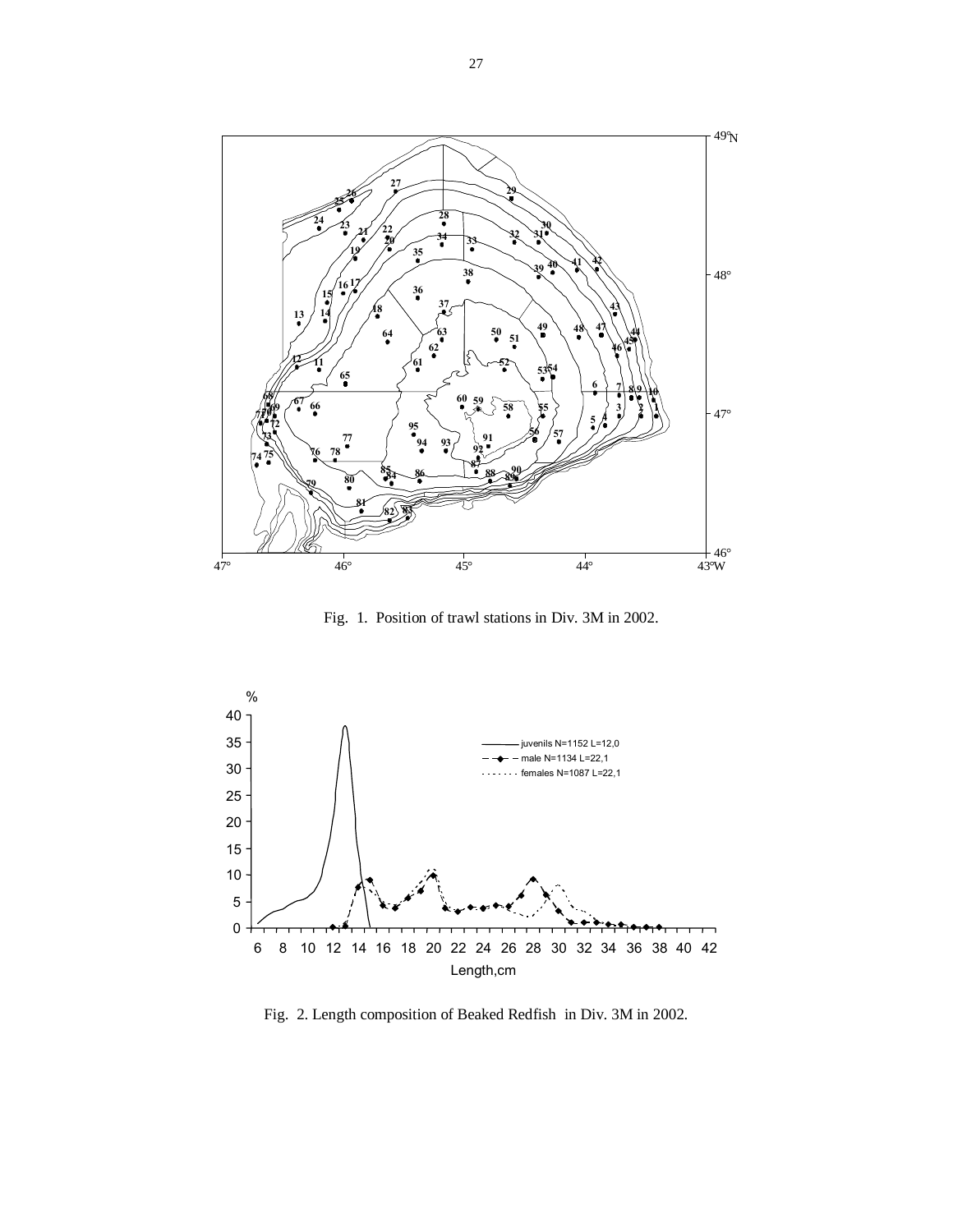Fig. 1. Position of trawl stations in Div. 3M in 2002.

Fig. 2. Length composition of Beaked Redfish in Div. 3M in 2002.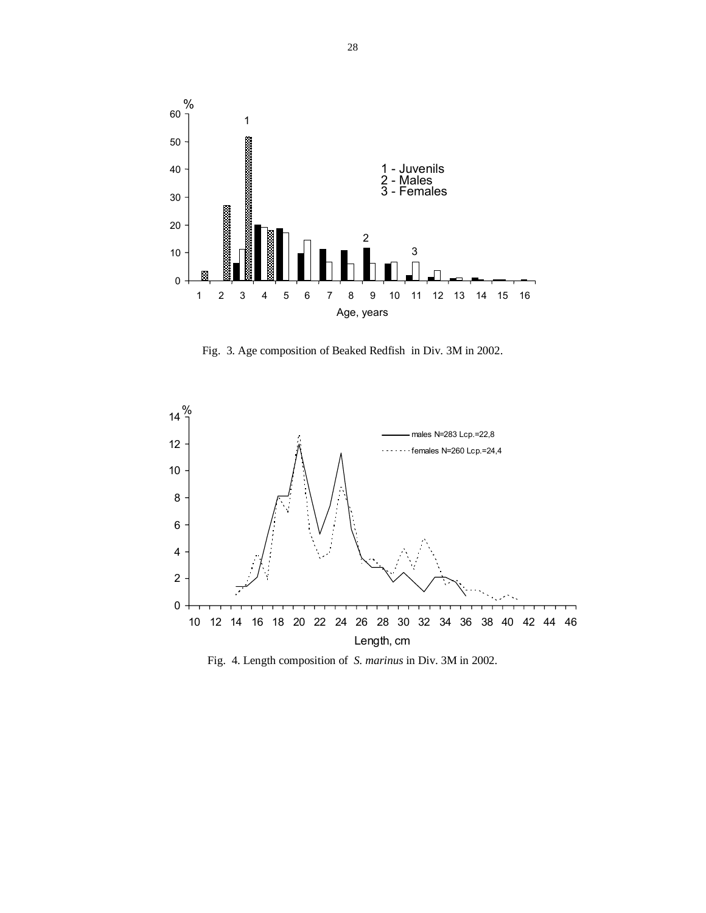Fig. 3. Age composition of Beaked Redfish in Div. 3M in 2002.

Fig. 4. Length composition of *S. marinus* in Div. 3M in 2002.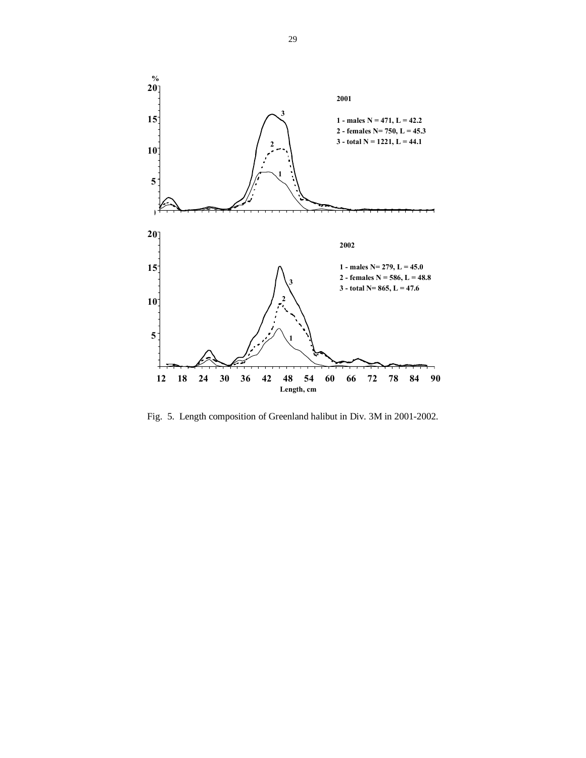Fig. 5. Length composition of Greenland halibut in Div. 3M in 2001-2002.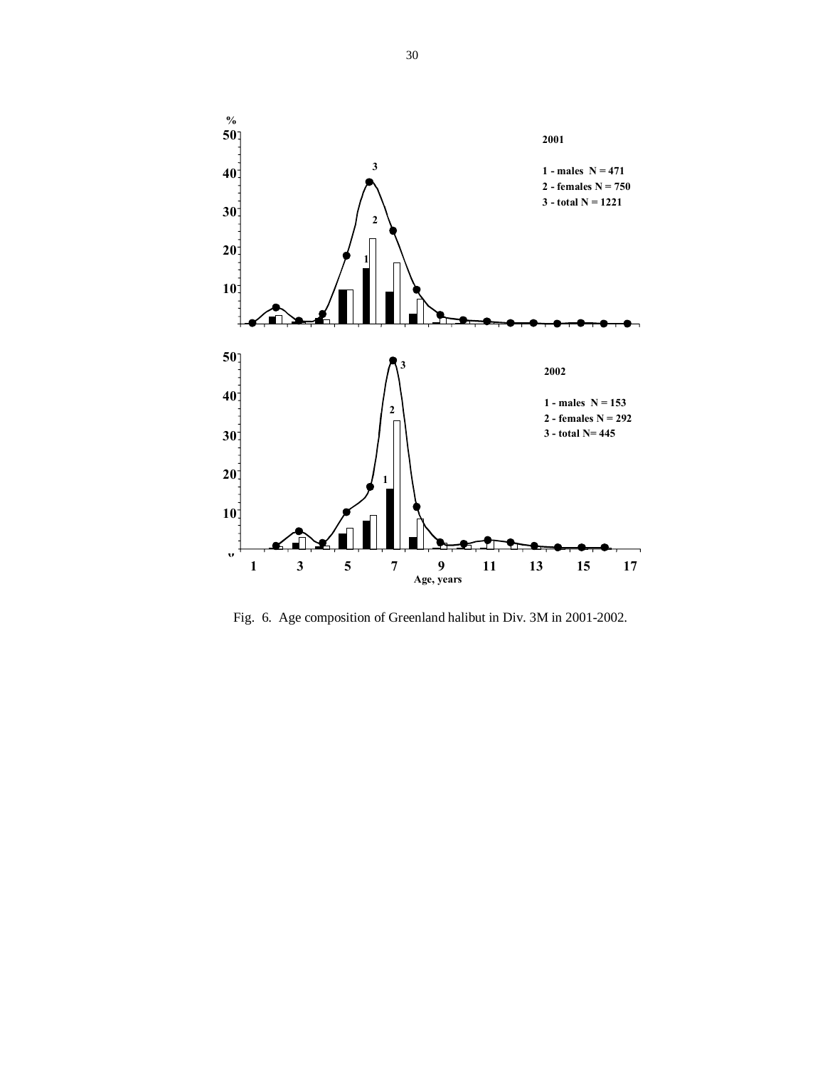%

50

40

30

20

10

2001

1 - males N = 471

2 - females N = 750

3 - total N = 1221

50

40

30

20

10

2002

1 - males N = 153

2 - females N = 292

3 - total N= 445

1 3 5 7 9 11 13 15 17

Age, years

Fig. 6. Age composition of Greenland halibut in Div. 3M in 2001-2002.